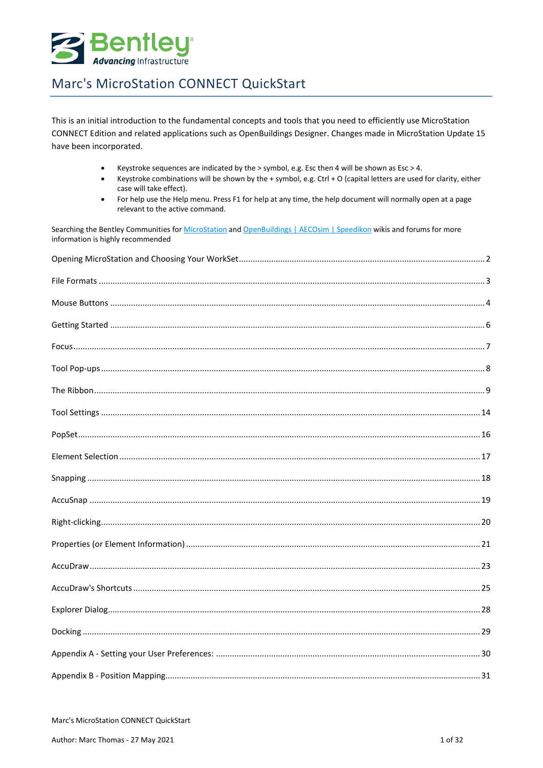# Marc's MicroStation CONNECT QuickStart

This is an initial introduction to the fundamental concepts and tools that you need to efficiently use MicroStation CONNECT Edition and related applications such as OpenBuildings Designer. Changes made in MicroStation Update 15 have been incorporated.

- Keystroke sequences are indicated by the > symbol, e.g. Esc then 4 will be shown as Esc > 4.
- Keystroke combinations will be shown by the + symbol, e.g. Ctrl + O (capital letters are used for clarity, either case will take effect).
- For help use the Help menu. Press F1 for help at any time, the help document will normally open at a page relevant to the active command.

Searching the Bentley Communities for MicroStation and OpenBuildings | AECOsim | Speedikon wikis and forums for more information is highly recommended

Opening MicroStation and Choosing Your WorkSet ..... 2

File Formats ..... 3

Mouse Buttons ..... 4

Getting Started ..... 6

Focus ..... 7

Tool Pop-ups ..... 8

The Ribbon ..... 9

Tool Settings ..... 14

PopSet ..... 16

Element Selection ..... 17

Snapping ..... 18

AccuSnap ..... 19

Right-clicking ..... 20

Properties (or Element Information) ..... 21

AccuDraw ..... 23

AccuDraw's Shortcuts ..... 25

Explorer Dialog ..... 28

Docking ..... 29

Appendix A - Setting your User Preferences: ..... 30

Appendix B - Position Mapping ..... 31

Marc's MicroStation CONNECT QuickStart

Author: Marc Thomas - 27 May 2021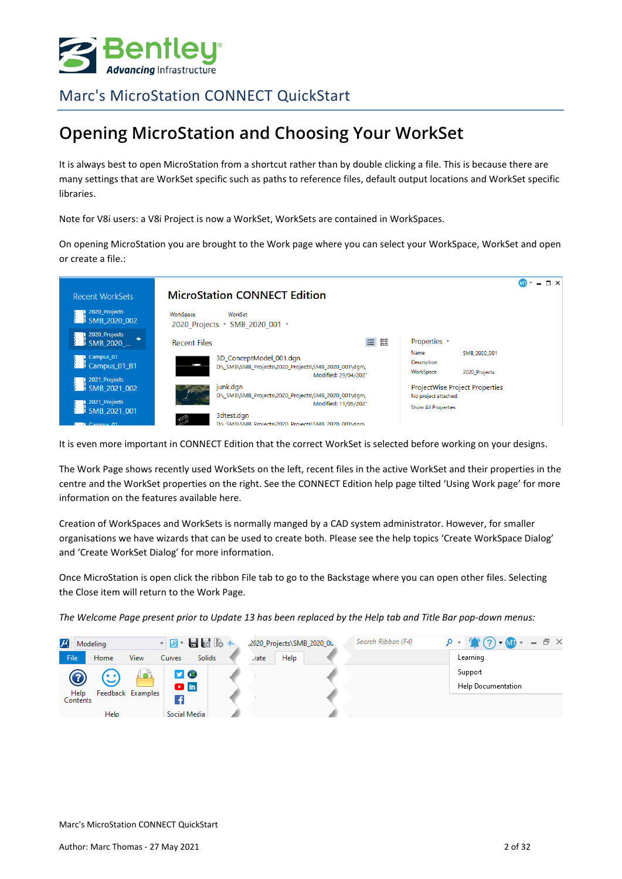# Opening MicroStation and Choosing Your WorkSet

It is always best to open MicroStation from a shortcut rather than by double clicking a file. This is because there are many settings that are WorkSet specific such as paths to reference files, default output locations and WorkSet specific libraries.

Note for V8i users: a V8i Project is now a WorkSet, WorkSets are contained in WorkSpaces.

On opening MicroStation you are brought to the Work page where you can select your WorkSpace, WorkSet and open or create a file.:

It is even more important in CONNECT Edition that the correct WorkSet is selected before working on your designs.

The Work Page shows recently used WorkSets on the left, recent files in the active WorkSet and their properties in the centre and the WorkSet properties on the right. See the CONNECT Edition help page tilted 'Using Work page' for more information on the features available here.

Creation of WorkSpaces and WorkSets is normally manged by a CAD system administrator. However, for smaller organisations we have wizards that can be used to create both. Please see the help topics 'Create WorkSpace Dialog' and 'Create WorkSet Dialog' for more information.

Once MicroStation is open click the ribbon File tab to go to the Backstage where you can open other files. Selecting the Close item will return to the Work Page.

*The Welcome Page present prior to Update 13 has been replaced by the Help tab and Title Bar pop-down menus:*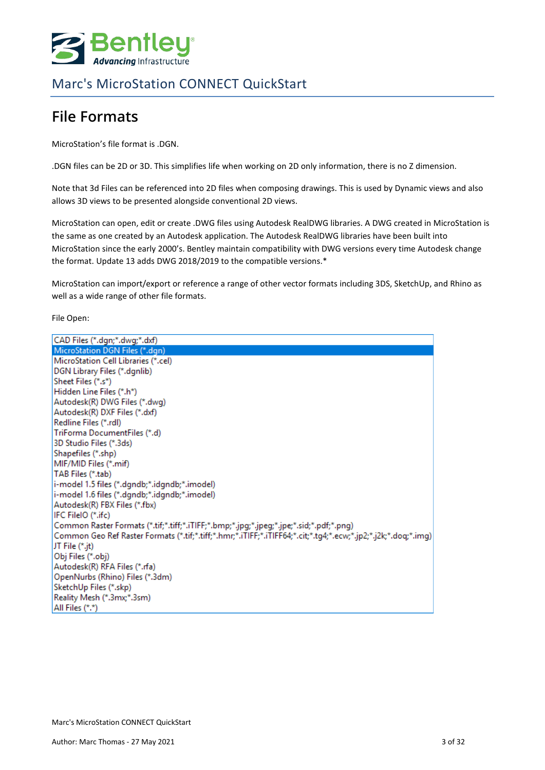# File Formats

MicroStation's file format is .DGN.

.DGN files can be 2D or 3D. This simplifies life when working on 2D only information, there is no Z dimension.

Note that 3d Files can be referenced into 2D files when composing drawings. This is used by Dynamic views and also allows 3D views to be presented alongside conventional 2D views.

MicroStation can open, edit or create .DWG files using Autodesk RealDWG libraries. A DWG created in MicroStation is the same as one created by an Autodesk application. The Autodesk RealDWG libraries have been built into MicroStation since the early 2000's. Bentley maintain compatibility with DWG versions every time Autodesk change the format. Update 13 adds DWG 2018/2019 to the compatible versions.*

MicroStation can import/export or reference a range of other vector formats including 3DS, SketchUp, and Rhino as well as a wide range of other file formats.

File Open:

- CAD Files (*.dgn;*.dwg;*.dxf)
- MicroStation DGN Files (*.dgn)
- MicroStation Cell Libraries (*.cel)
- DGN Library Files (*.dgnlib)
- Sheet Files (*.s*)
- Hidden Line Files (*.h*)
- Autodesk(R) DWG Files (*.dwg)
- Autodesk(R) DXF Files (*.dxf)
- Redline Files (*.rdl)
- TriForma DocumentFiles (*.d)
- 3D Studio Files (*.3ds)
- Shapefiles (*.shp)
- MIF/MID Files (*.mif)
- TAB Files (*.tab)
- i-model 1.5 files (*.dgndb;*.idgndb;*.imodel)
- i-model 1.6 files (*.dgndb;*.idgndb;*.imodel)
- Autodesk(R) FBX Files (*.fbx)
- IFC FileIO (*.ifc)
- Common Raster Formats (*.tif;*.tiff;*.iTIFF;*.bmp;*.jpg;*.jpeg;*.jpe;*.sid;*.pdf;*.png)
- Common Geo Ref Raster Formats (*.tif;*.tiff;*.hmr;*.iTIFF;*.iTIFF64;*.cit;*.tg4;*.ecw;*.jp2;*.j2k;*.doq;*.img)
- JT File (*.jt)
- Obj Files (*.obj)
- Autodesk(R) RFA Files (*.rfa)
- OpenNurbs (Rhino) Files (*.3dm)
- SketchUp Files (*.skp)
- Reality Mesh (*.3mx;*.3sm)
- All Files (*.*)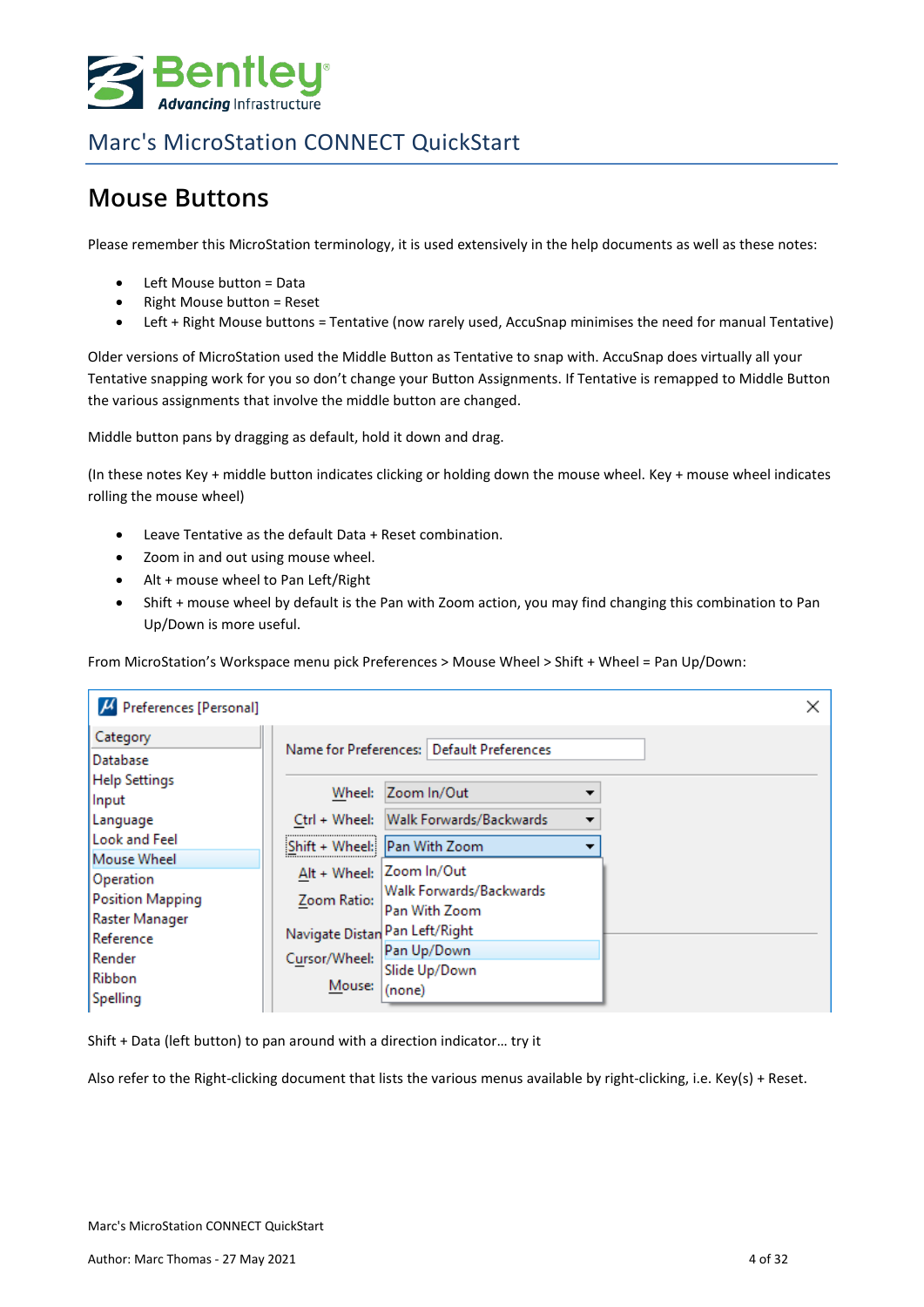# Mouse Buttons

Please remember this MicroStation terminology, it is used extensively in the help documents as well as these notes:

- Left Mouse button = Data
- Right Mouse button = Reset
- Left + Right Mouse buttons = Tentative (now rarely used, AccuSnap minimises the need for manual Tentative)

Older versions of MicroStation used the Middle Button as Tentative to snap with. AccuSnap does virtually all your Tentative snapping work for you so don't change your Button Assignments. If Tentative is remapped to Middle Button the various assignments that involve the middle button are changed.

Middle button pans by dragging as default, hold it down and drag.

(In these notes Key + middle button indicates clicking or holding down the mouse wheel. Key + mouse wheel indicates rolling the mouse wheel)

- Leave Tentative as the default Data + Reset combination.
- Zoom in and out using mouse wheel.
- Alt + mouse wheel to Pan Left/Right
- Shift + mouse wheel by default is the Pan with Zoom action, you may find changing this combination to Pan Up/Down is more useful.

From MicroStation's Workspace menu pick Preferences > Mouse Wheel > Shift + Wheel = Pan Up/Down:

Shift + Data (left button) to pan around with a direction indicator… try it

Also refer to the Right-clicking document that lists the various menus available by right-clicking, i.e. Key(s) + Reset.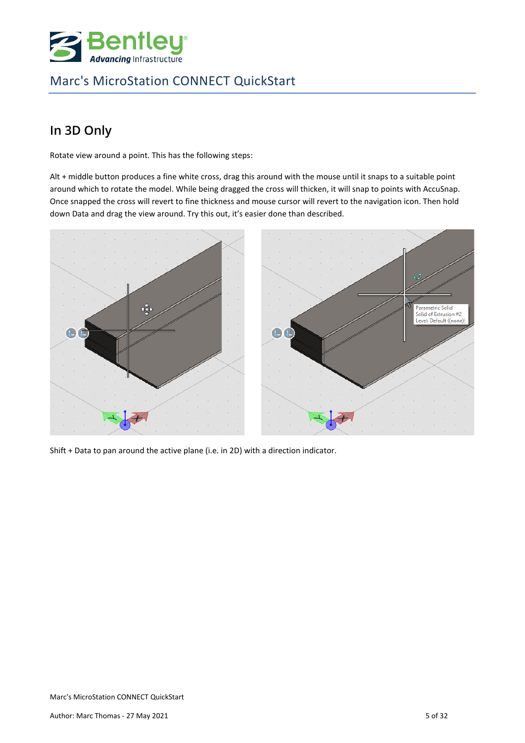## In 3D Only

Rotate view around a point. This has the following steps:

Alt + middle button produces a fine white cross, drag this around with the mouse until it snaps to a suitable point around which to rotate the model. While being dragged the cross will thicken, it will snap to points with AccuSnap. Once snapped the cross will revert to fine thickness and mouse cursor will revert to the navigation icon. Then hold down Data and drag the view around. Try this out, it's easier done than described.

Shift + Data to pan around the active plane (i.e. in 2D) with a direction indicator.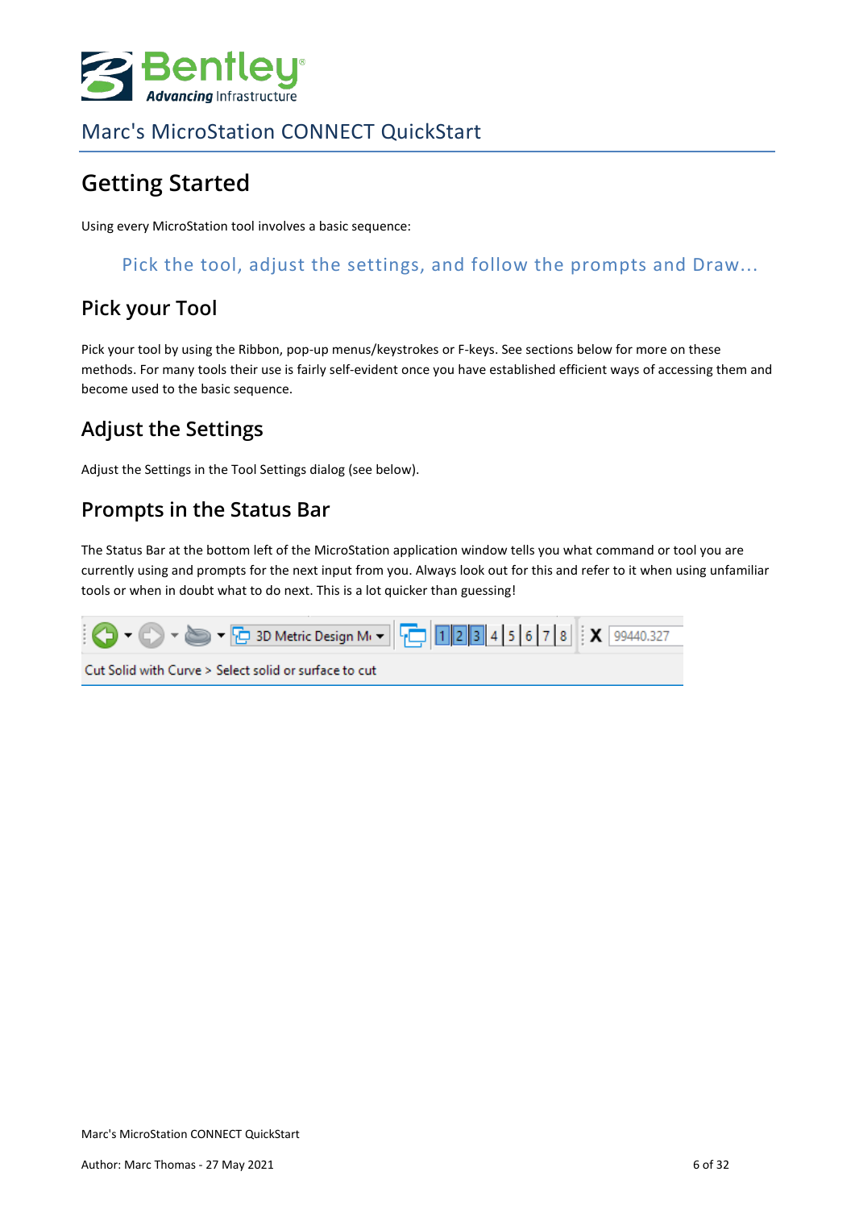# Getting Started

Using every MicroStation tool involves a basic sequence:

Pick the tool, adjust the settings, and follow the prompts and Draw...

## Pick your Tool

Pick your tool by using the Ribbon, pop-up menus/keystrokes or F-keys. See sections below for more on these methods. For many tools their use is fairly self-evident once you have established efficient ways of accessing them and become used to the basic sequence.

## Adjust the Settings

Adjust the Settings in the Tool Settings dialog (see below).

## Prompts in the Status Bar

The Status Bar at the bottom left of the MicroStation application window tells you what command or tool you are currently using and prompts for the next input from you. Always look out for this and refer to it when using unfamiliar tools or when in doubt what to do next. This is a lot quicker than guessing!

3D Metric Design M | 1 2 3 4 5 6 7 8 | X 99440.327

Cut Solid with Curve > Select solid or surface to cut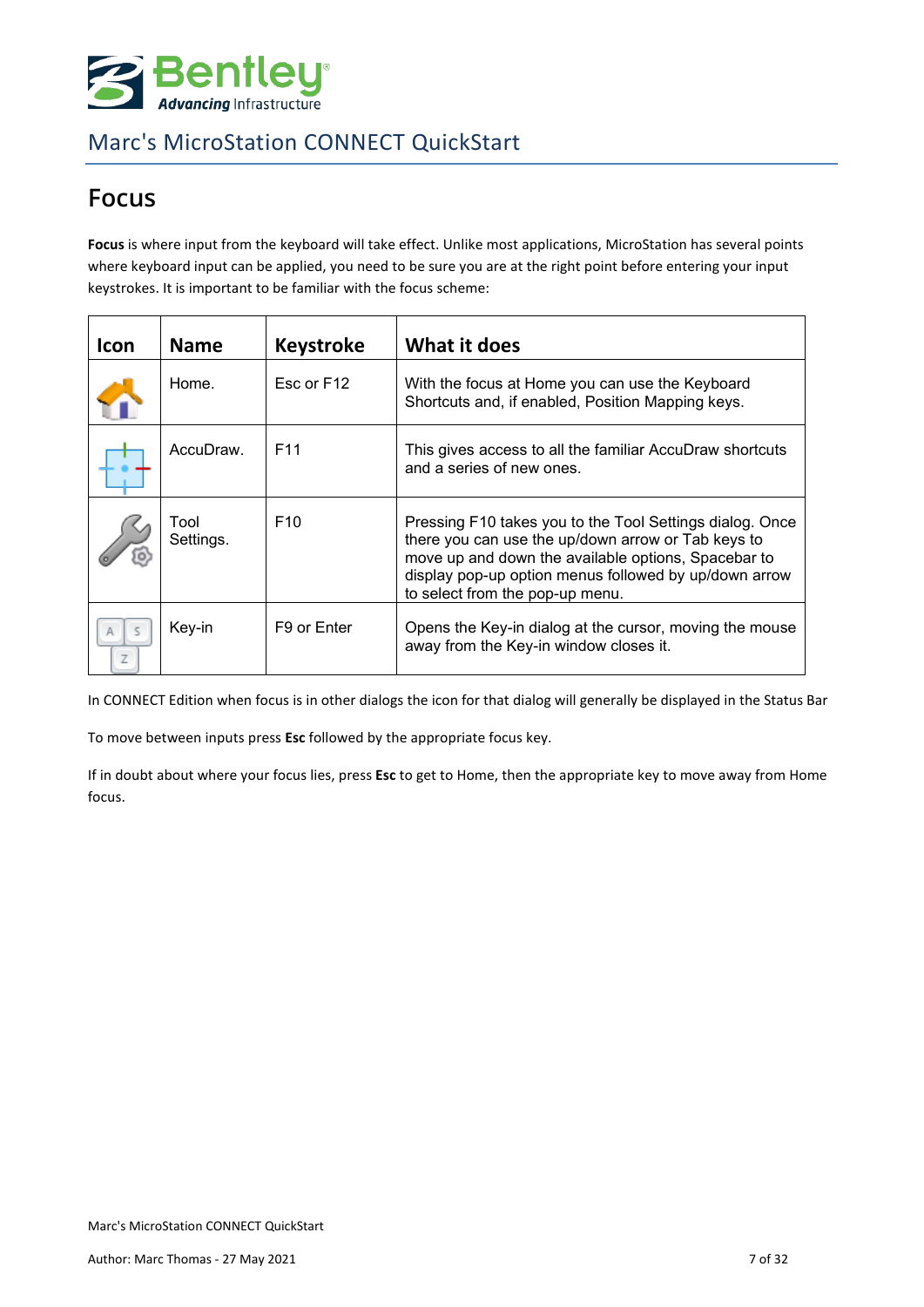# Focus

**Focus** is where input from the keyboard will take effect. Unlike most applications, MicroStation has several points where keyboard input can be applied, you need to be sure you are at the right point before entering your input keystrokes. It is important to be familiar with the focus scheme:

| Icon | Name | Keystroke | What it does |
|---|---|---|---|
| | Home. | Esc or F12 | With the focus at Home you can use the Keyboard Shortcuts and, if enabled, Position Mapping keys. |
| | AccuDraw. | F11 | This gives access to all the familiar AccuDraw shortcuts and a series of new ones. |
| | Tool Settings. | F10 | Pressing F10 takes you to the Tool Settings dialog. Once there you can use the up/down arrow or Tab keys to move up and down the available options, Spacebar to display pop-up option menus followed by up/down arrow to select from the pop-up menu. |
| | Key-in | F9 or Enter | Opens the Key-in dialog at the cursor, moving the mouse away from the Key-in window closes it. |

In CONNECT Edition when focus is in other dialogs the icon for that dialog will generally be displayed in the Status Bar

To move between inputs press **Esc** followed by the appropriate focus key.

If in doubt about where your focus lies, press **Esc** to get to Home, then the appropriate key to move away from Home focus.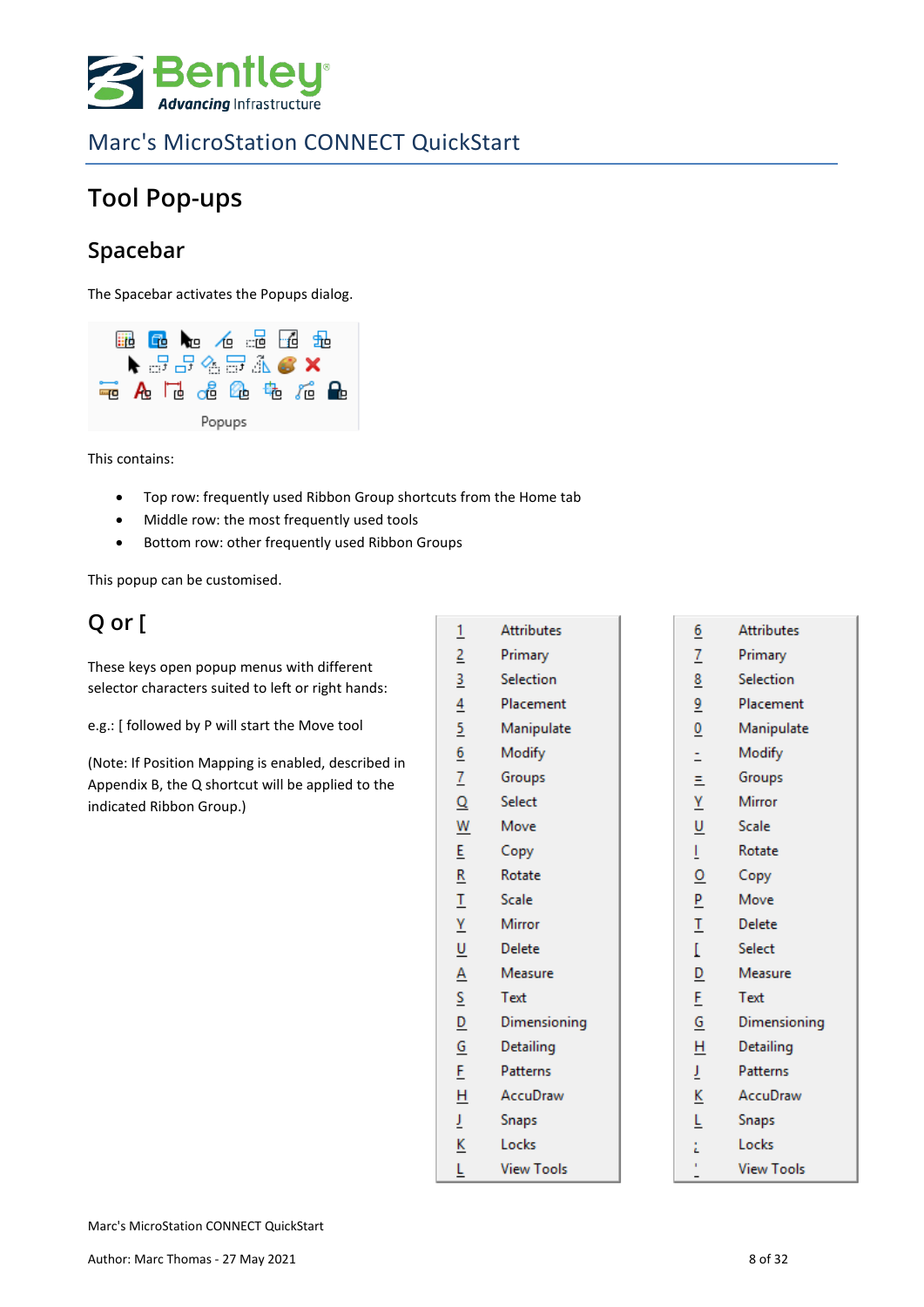# Tool Pop-ups

## Spacebar

The Spacebar activates the Popups dialog.

Popups

This contains:

- Top row: frequently used Ribbon Group shortcuts from the Home tab
- Middle row: the most frequently used tools
- Bottom row: other frequently used Ribbon Groups

This popup can be customised.

## Q or [

These keys open popup menus with different selector characters suited to left or right hands:

e.g.: [ followed by P will start the Move tool

(Note: If Position Mapping is enabled, described in Appendix B, the Q shortcut will be applied to the indicated Ribbon Group.)

| Key | Item |
|---|---|
| 1 | Attributes |
| 2 | Primary |
| 3 | Selection |
| 4 | Placement |
| 5 | Manipulate |
| 6 | Modify |
| 7 | Groups |
| Q | Select |
| W | Move |
| E | Copy |
| R | Rotate |
| T | Scale |
| Y | Mirror |
| U | Delete |
| A | Measure |
| S | Text |
| D | Dimensioning |
| G | Detailing |
| F | Patterns |
| H | AccuDraw |
| J | Snaps |
| K | Locks |
| L | View Tools |

| Key | Item |
|---|---|
| 6 | Attributes |
| 7 | Primary |
| 8 | Selection |
| 9 | Placement |
| 0 | Manipulate |
| - | Modify |
| = | Groups |
| Y | Mirror |
| U | Scale |
| I | Rotate |
| O | Copy |
| P | Move |
| T | Delete |
| [ | Select |
| D | Measure |
| F | Text |
| G | Dimensioning |
| H | Detailing |
| J | Patterns |
| K | AccuDraw |
| L | Snaps |
| ; | Locks |
| ' | View Tools |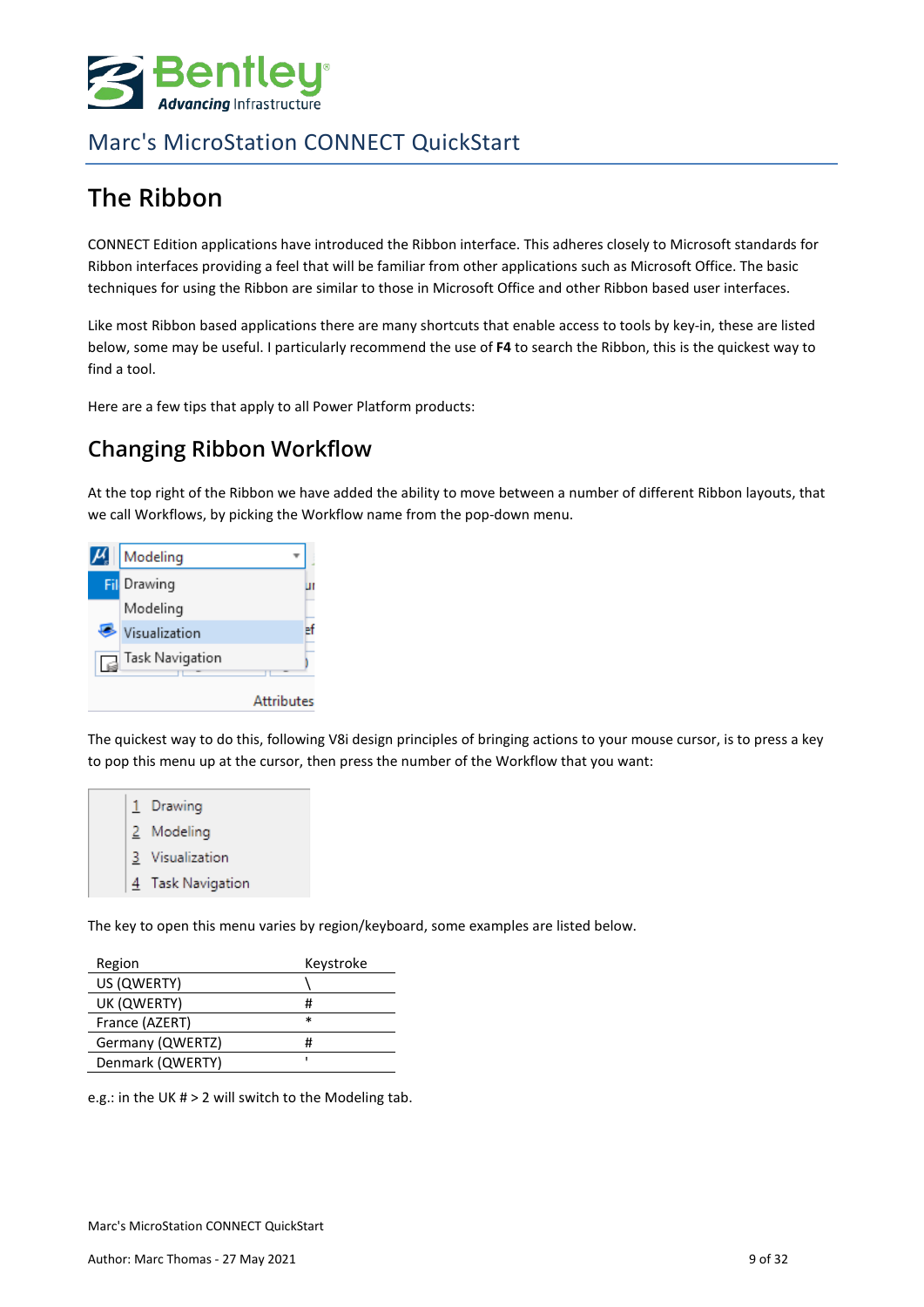# The Ribbon

CONNECT Edition applications have introduced the Ribbon interface. This adheres closely to Microsoft standards for Ribbon interfaces providing a feel that will be familiar from other applications such as Microsoft Office. The basic techniques for using the Ribbon are similar to those in Microsoft Office and other Ribbon based user interfaces.

Like most Ribbon based applications there are many shortcuts that enable access to tools by key-in, these are listed below, some may be useful. I particularly recommend the use of **F4** to search the Ribbon, this is the quickest way to find a tool.

Here are a few tips that apply to all Power Platform products:

## Changing Ribbon Workflow

At the top right of the Ribbon we have added the ability to move between a number of different Ribbon layouts, that we call Workflows, by picking the Workflow name from the pop-down menu.

The quickest way to do this, following V8i design principles of bringing actions to your mouse cursor, is to press a key to pop this menu up at the cursor, then press the number of the Workflow that you want:

The key to open this menu varies by region/keyboard, some examples are listed below.

| Region | Keystroke |
|---|---|
| US (QWERTY) | \ |
| UK (QWERTY) | # |
| France (AZERT) | * |
| Germany (QWERTZ) | # |
| Denmark (QWERTY) | ' |

e.g.: in the UK # > 2 will switch to the Modeling tab.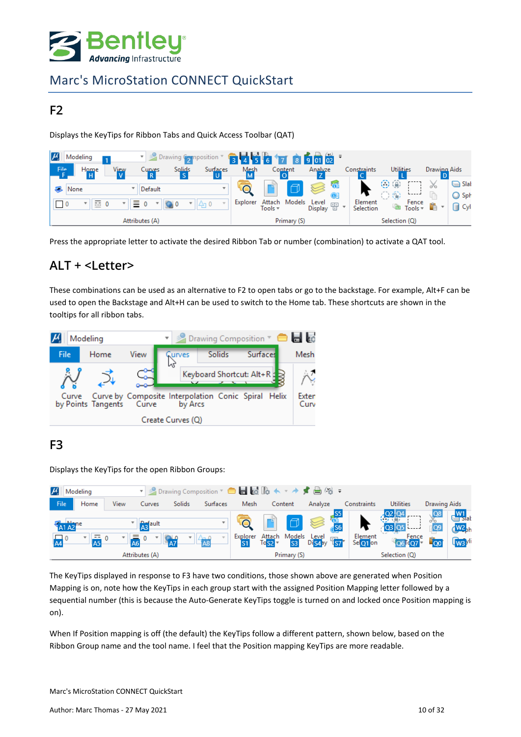## F2

Displays the KeyTips for Ribbon Tabs and Quick Access Toolbar (QAT)

Press the appropriate letter to activate the desired Ribbon Tab or number (combination) to activate a QAT tool.

## ALT + <Letter>

These combinations can be used as an alternative to F2 to open tabs or go to the backstage. For example, Alt+F can be used to open the Backstage and Alt+H can be used to switch to the Home tab. These shortcuts are shown in the tooltips for all ribbon tabs.

## F3

Displays the KeyTips for the open Ribbon Groups:

The KeyTips displayed in response to F3 have two conditions, those shown above are generated when Position Mapping is on, note how the KeyTips in each group start with the assigned Position Mapping letter followed by a sequential number (this is because the Auto-Generate KeyTips toggle is turned on and locked once Position mapping is on).

When If Position mapping is off (the default) the KeyTips follow a different pattern, shown below, based on the Ribbon Group name and the tool name. I feel that the Position mapping KeyTips are more readable.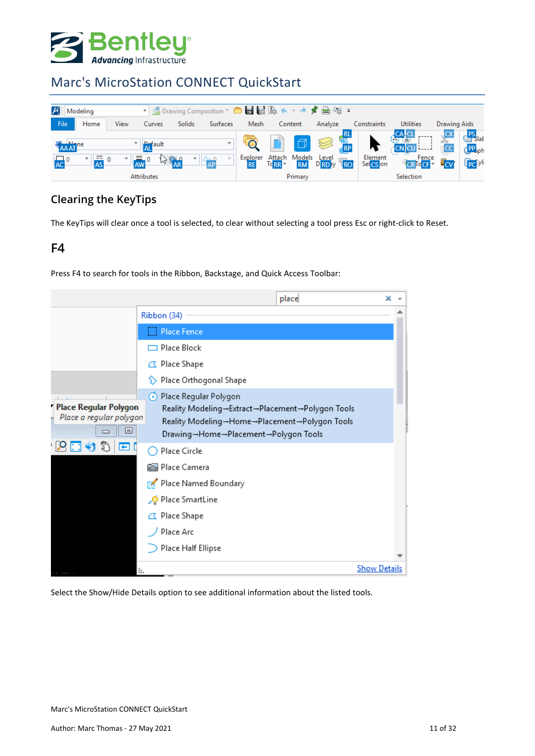## Clearing the KeyTips

The KeyTips will clear once a tool is selected, to clear without selecting a tool press Esc or right-click to Reset.

## F4

Press F4 to search for tools in the Ribbon, Backstage, and Quick Access Toolbar:

Select the Show/Hide Details option to see additional information about the listed tools.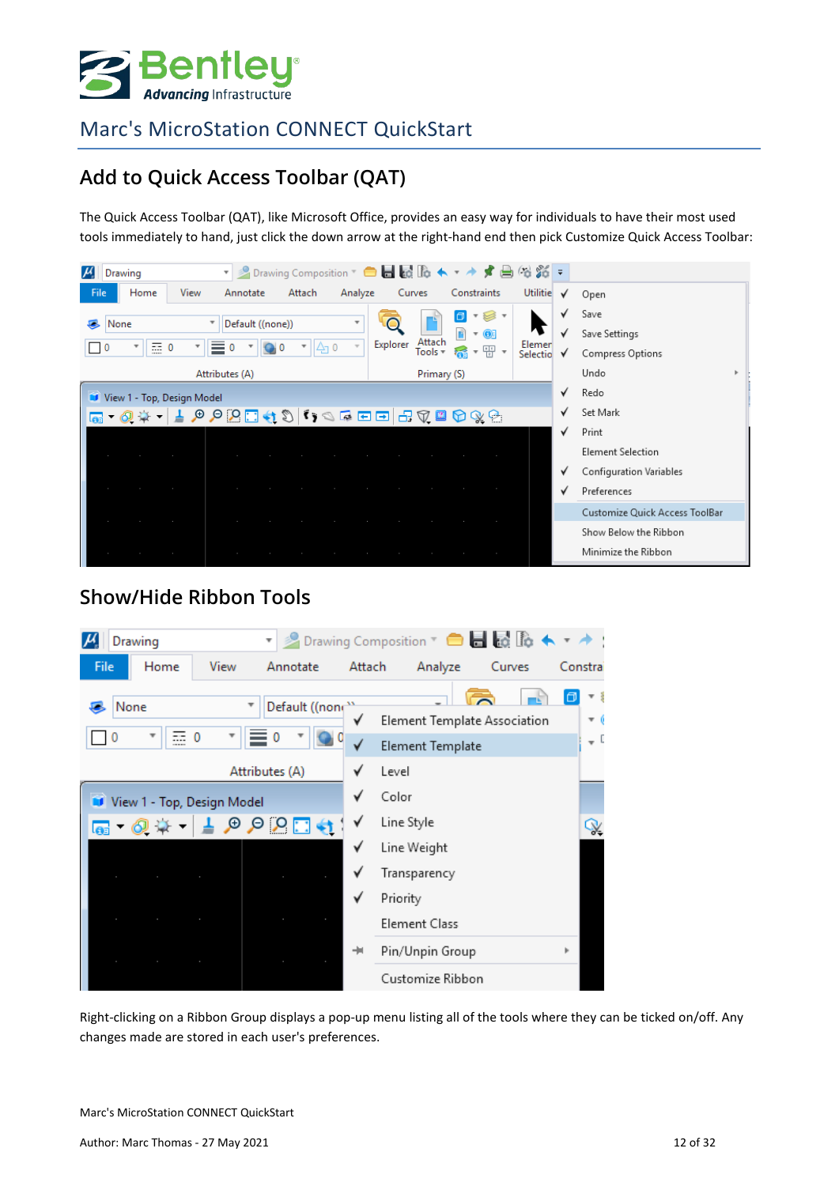## Add to Quick Access Toolbar (QAT)

The Quick Access Toolbar (QAT), like Microsoft Office, provides an easy way for individuals to have their most used tools immediately to hand, just click the down arrow at the right-hand end then pick Customize Quick Access Toolbar:

## Show/Hide Ribbon Tools

Right-clicking on a Ribbon Group displays a pop-up menu listing all of the tools where they can be ticked on/off. Any changes made are stored in each user's preferences.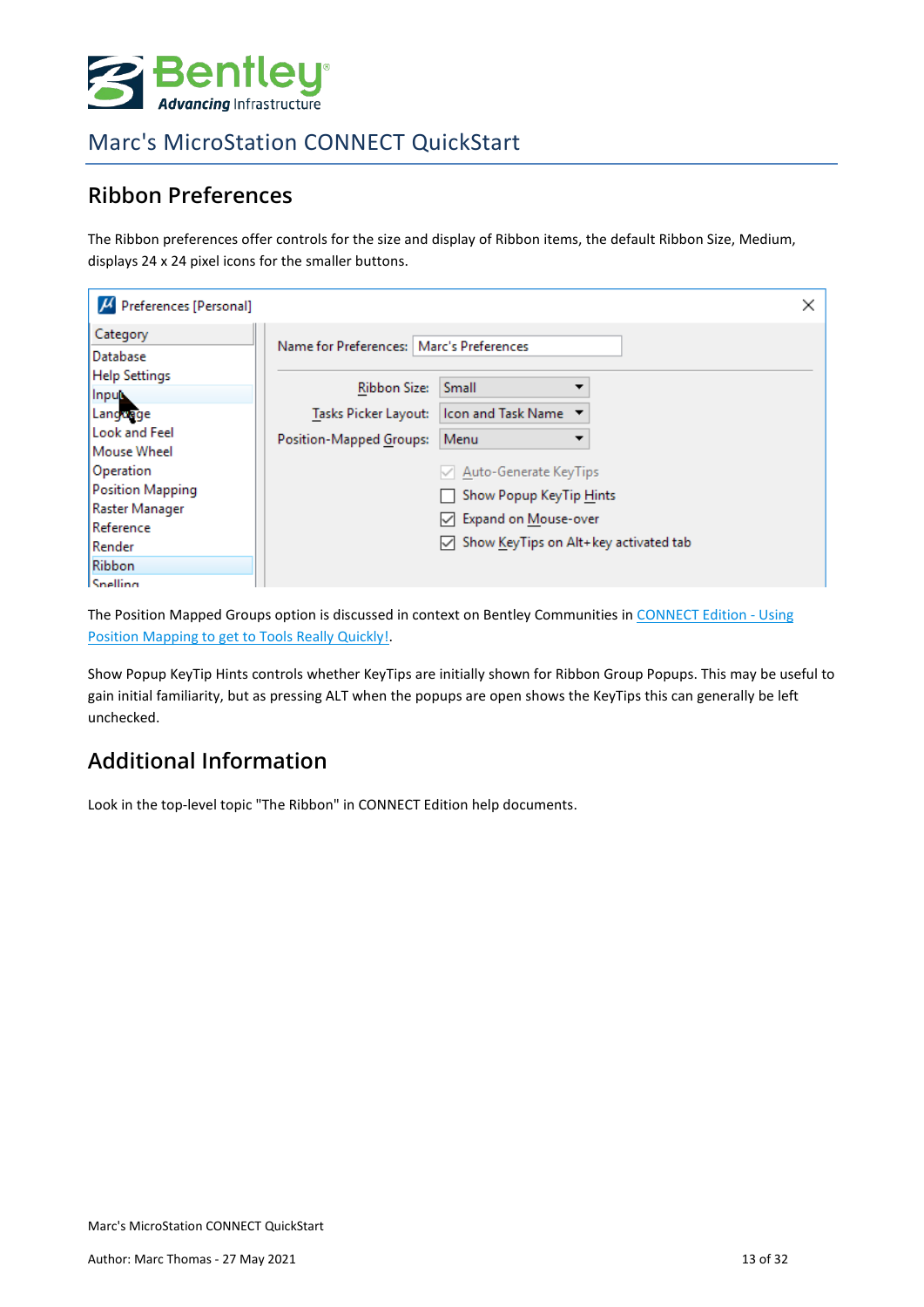## Ribbon Preferences

The Ribbon preferences offer controls for the size and display of Ribbon items, the default Ribbon Size, Medium, displays 24 x 24 pixel icons for the smaller buttons.

The Position Mapped Groups option is discussed in context on Bentley Communities in [CONNECT Edition - Using Position Mapping to get to Tools Really Quickly!].

Show Popup KeyTip Hints controls whether KeyTips are initially shown for Ribbon Group Popups. This may be useful to gain initial familiarity, but as pressing ALT when the popups are open shows the KeyTips this can generally be left unchecked.

## Additional Information

Look in the top-level topic "The Ribbon" in CONNECT Edition help documents.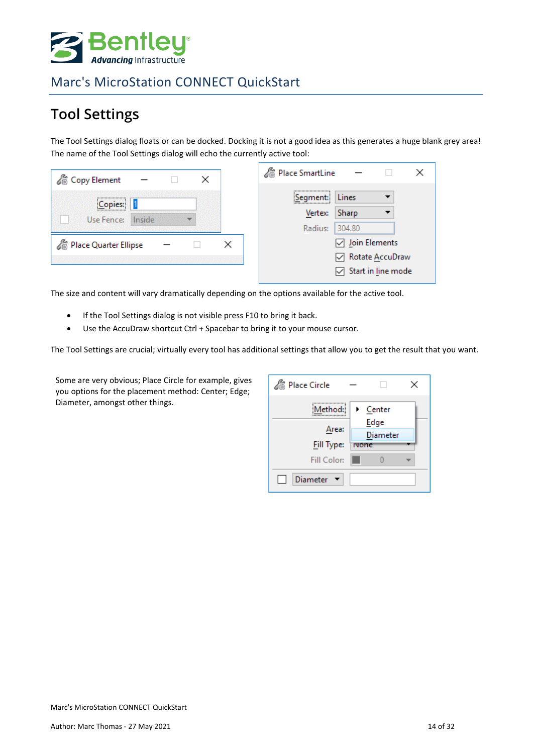# Tool Settings

The Tool Settings dialog floats or can be docked. Docking it is not a good idea as this generates a huge blank grey area! The name of the Tool Settings dialog will echo the currently active tool:

The size and content will vary dramatically depending on the options available for the active tool.

- If the Tool Settings dialog is not visible press F10 to bring it back.
- Use the AccuDraw shortcut Ctrl + Spacebar to bring it to your mouse cursor.

The Tool Settings are crucial; virtually every tool has additional settings that allow you to get the result that you want.

Some are very obvious; Place Circle for example, gives you options for the placement method: Center; Edge; Diameter, amongst other things.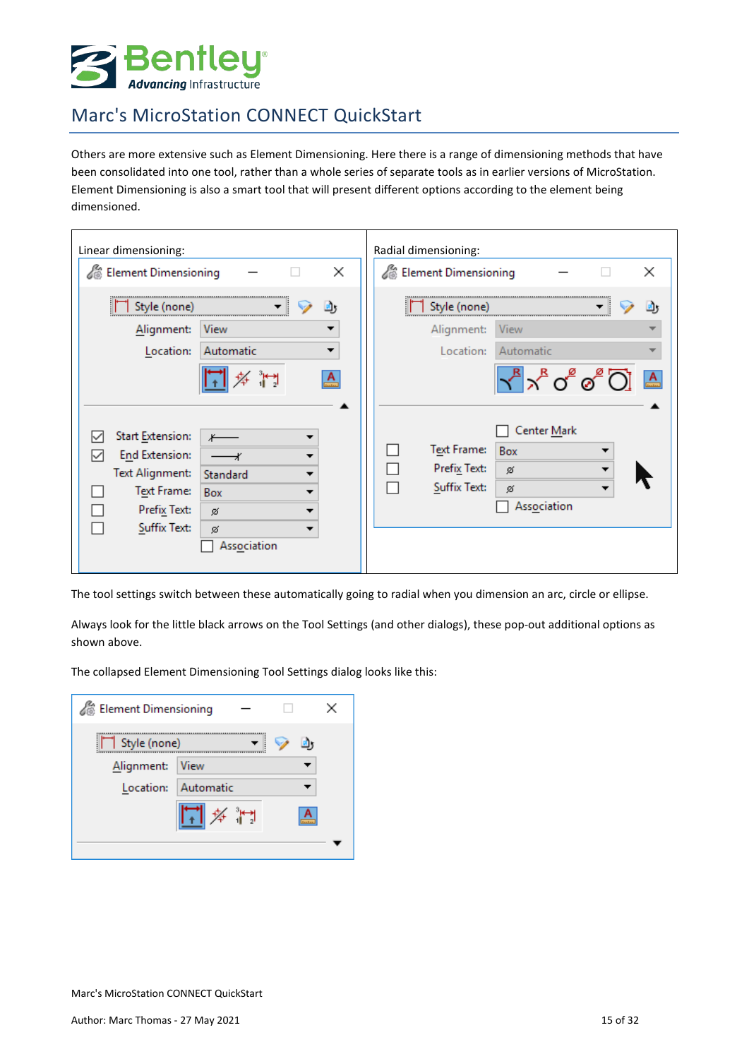Others are more extensive such as Element Dimensioning. Here there is a range of dimensioning methods that have been consolidated into one tool, rather than a whole series of separate tools as in earlier versions of MicroStation. Element Dimensioning is also a smart tool that will present different options according to the element being dimensioned.

| Linear dimensioning: | Radial dimensioning: |
|---|---|
| | |

The tool settings switch between these automatically going to radial when you dimension an arc, circle or ellipse.

Always look for the little black arrows on the Tool Settings (and other dialogs), these pop-out additional options as shown above.

The collapsed Element Dimensioning Tool Settings dialog looks like this: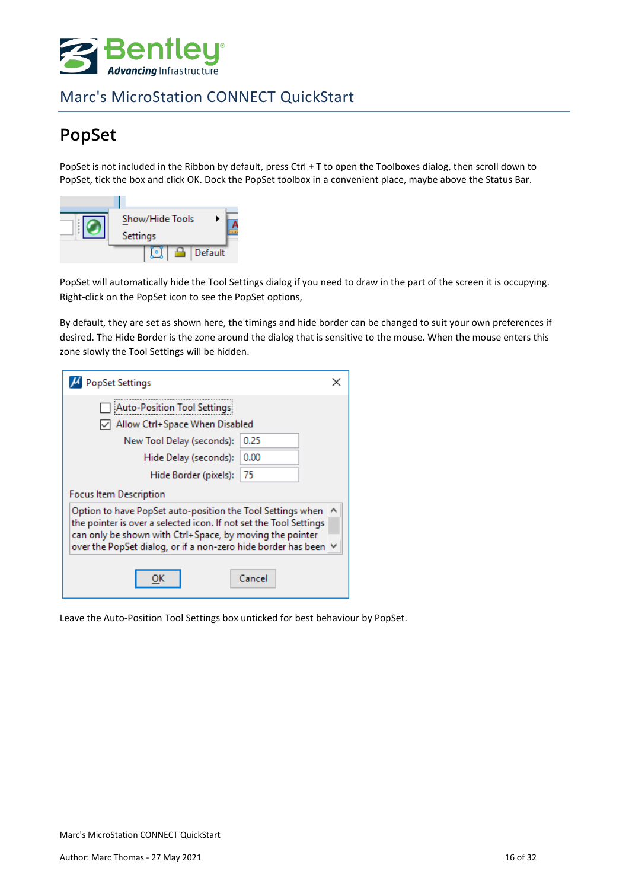# PopSet

PopSet is not included in the Ribbon by default, press Ctrl + T to open the Toolboxes dialog, then scroll down to PopSet, tick the box and click OK. Dock the PopSet toolbox in a convenient place, maybe above the Status Bar.

PopSet will automatically hide the Tool Settings dialog if you need to draw in the part of the screen it is occupying. Right-click on the PopSet icon to see the PopSet options,

By default, they are set as shown here, the timings and hide border can be changed to suit your own preferences if desired. The Hide Border is the zone around the dialog that is sensitive to the mouse. When the mouse enters this zone slowly the Tool Settings will be hidden.

Leave the Auto-Position Tool Settings box unticked for best behaviour by PopSet.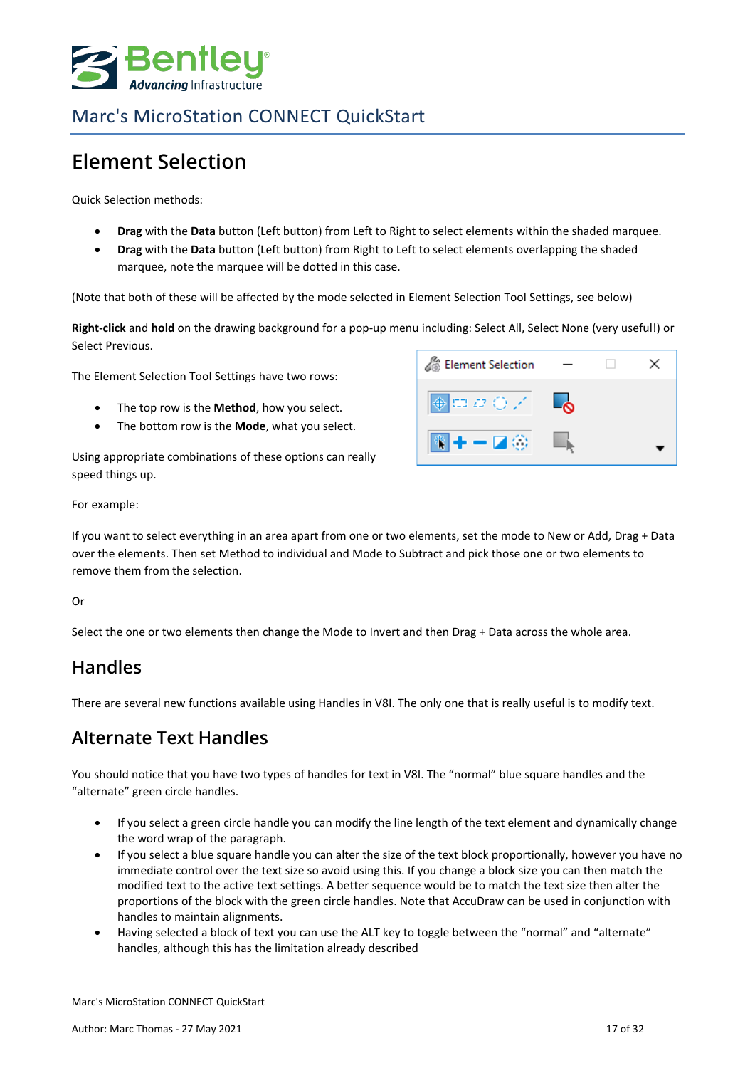# Element Selection

Quick Selection methods:

- **Drag** with the **Data** button (Left button) from Left to Right to select elements within the shaded marquee.
- **Drag** with the **Data** button (Left button) from Right to Left to select elements overlapping the shaded marquee, note the marquee will be dotted in this case.

(Note that both of these will be affected by the mode selected in Element Selection Tool Settings, see below)

**Right-click** and **hold** on the drawing background for a pop-up menu including: Select All, Select None (very useful!) or Select Previous.

The Element Selection Tool Settings have two rows:

- The top row is the **Method**, how you select.
- The bottom row is the **Mode**, what you select.

Using appropriate combinations of these options can really speed things up.

For example:

If you want to select everything in an area apart from one or two elements, set the mode to New or Add, Drag + Data over the elements. Then set Method to individual and Mode to Subtract and pick those one or two elements to remove them from the selection.

Or

Select the one or two elements then change the Mode to Invert and then Drag + Data across the whole area.

## Handles

There are several new functions available using Handles in V8I. The only one that is really useful is to modify text.

## Alternate Text Handles

You should notice that you have two types of handles for text in V8I. The "normal" blue square handles and the "alternate" green circle handles.

- If you select a green circle handle you can modify the line length of the text element and dynamically change the word wrap of the paragraph.
- If you select a blue square handle you can alter the size of the text block proportionally, however you have no immediate control over the text size so avoid using this. If you change a block size you can then match the modified text to the active text settings. A better sequence would be to match the text size then alter the proportions of the block with the green circle handles. Note that AccuDraw can be used in conjunction with handles to maintain alignments.
- Having selected a block of text you can use the ALT key to toggle between the "normal" and "alternate" handles, although this has the limitation already described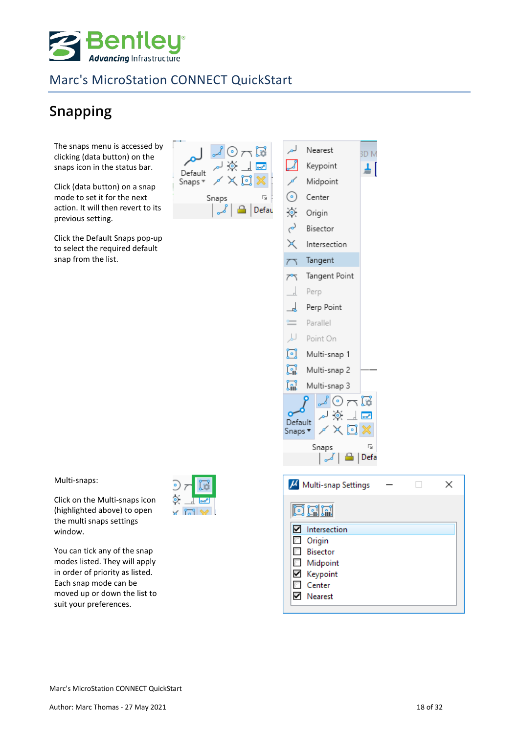# Snapping

The snaps menu is accessed by clicking (data button) on the snaps icon in the status bar.

Click (data button) on a snap mode to set it for the next action. It will then revert to its previous setting.

Click the Default Snaps pop-up to select the required default snap from the list.

Multi-snaps:

Click on the Multi-snaps icon (highlighted above) to open the multi snaps settings window.

You can tick any of the snap modes listed. They will apply in order of priority as listed. Each snap mode can be moved up or down the list to suit your preferences.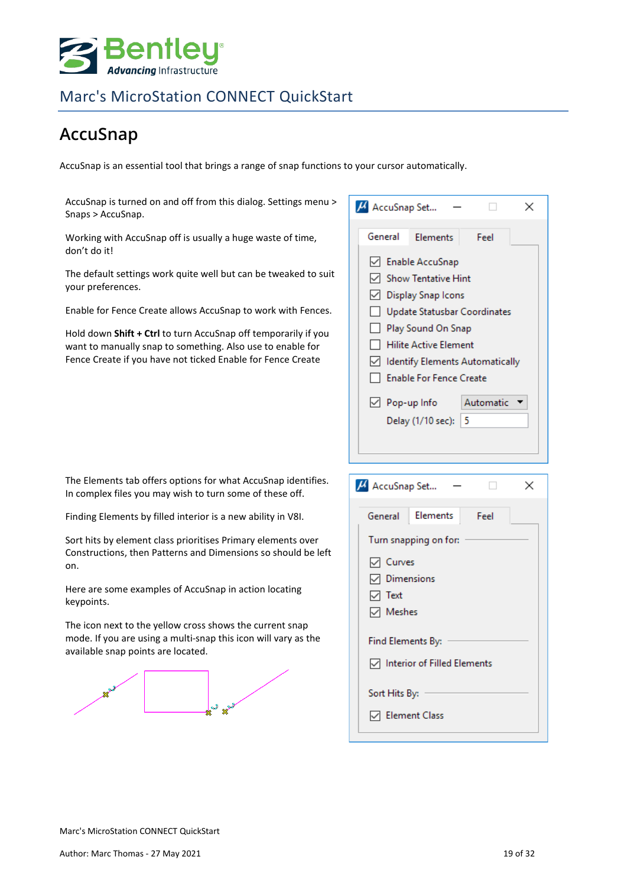# AccuSnap

AccuSnap is an essential tool that brings a range of snap functions to your cursor automatically.

AccuSnap is turned on and off from this dialog. Settings menu > Snaps > AccuSnap.

Working with AccuSnap off is usually a huge waste of time, don't do it!

The default settings work quite well but can be tweaked to suit your preferences.

Enable for Fence Create allows AccuSnap to work with Fences.

Hold down **Shift + Ctrl** to turn AccuSnap off temporarily if you want to manually snap to something. Also use to enable for Fence Create if you have not ticked Enable for Fence Create

The Elements tab offers options for what AccuSnap identifies. In complex files you may wish to turn some of these off.

Finding Elements by filled interior is a new ability in V8I.

Sort hits by element class prioritises Primary elements over Constructions, then Patterns and Dimensions so should be left on.

Here are some examples of AccuSnap in action locating keypoints.

The icon next to the yellow cross shows the current snap mode. If you are using a multi-snap this icon will vary as the available snap points are located.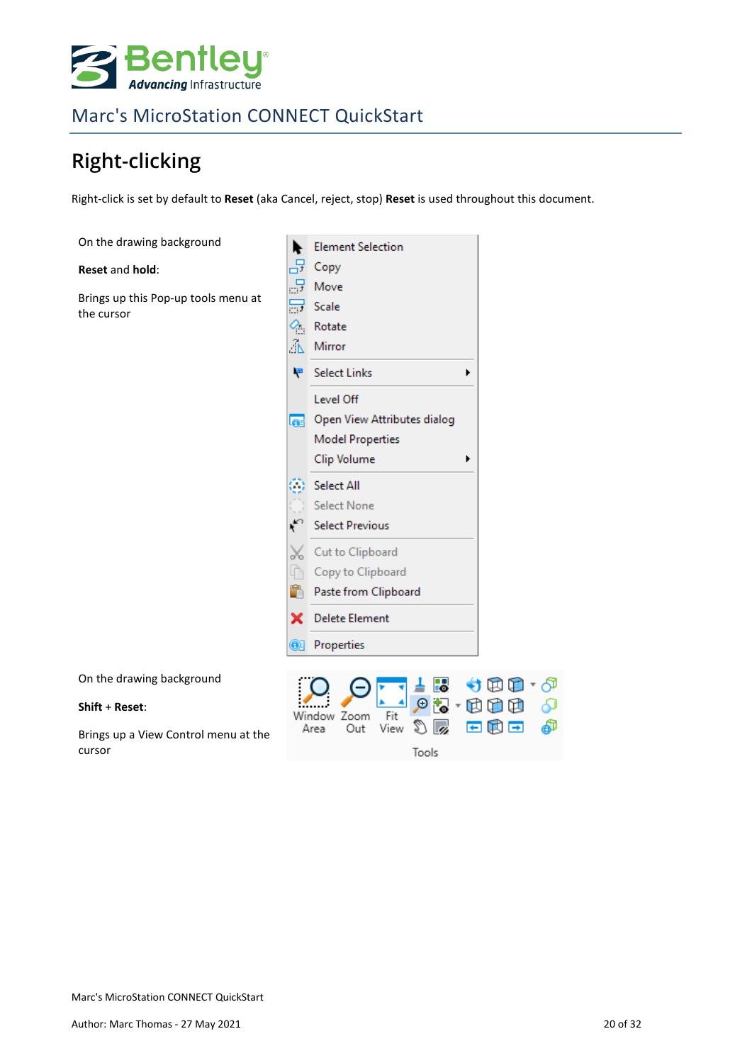# Right-clicking

Right-click is set by default to **Reset** (aka Cancel, reject, stop) **Reset** is used throughout this document.

On the drawing background

**Reset** and **hold**:

Brings up this Pop-up tools menu at the cursor

- Element Selection
- Copy
- Move
- Scale
- Rotate
- Mirror
- Select Links
- Level Off
- Open View Attributes dialog
- Model Properties
- Clip Volume
- Select All
- Select None
- Select Previous
- Cut to Clipboard
- Copy to Clipboard
- Paste from Clipboard
- Delete Element
- Properties

On the drawing background

**Shift** + **Reset**:

Brings up a View Control menu at the cursor

Window Area | Zoom Out | Fit View

Tools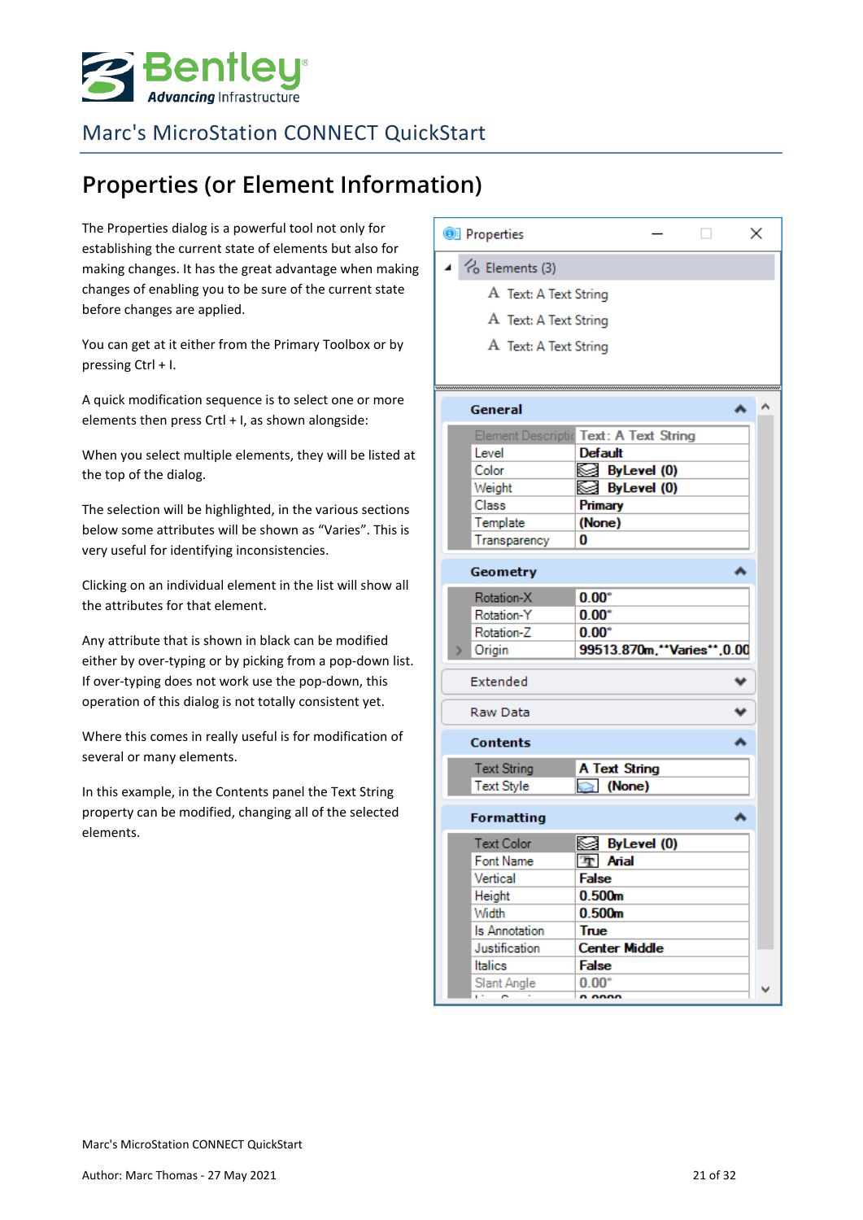# Properties (or Element Information)

The Properties dialog is a powerful tool not only for establishing the current state of elements but also for making changes. It has the great advantage when making changes of enabling you to be sure of the current state before changes are applied.

You can get at it either from the Primary Toolbox or by pressing Ctrl + I.

A quick modification sequence is to select one or more elements then press Crtl + I, as shown alongside:

When you select multiple elements, they will be listed at the top of the dialog.

The selection will be highlighted, in the various sections below some attributes will be shown as "Varies". This is very useful for identifying inconsistencies.

Clicking on an individual element in the list will show all the attributes for that element.

Any attribute that is shown in black can be modified either by over-typing or by picking from a pop-down list. If over-typing does not work use the pop-down, this operation of this dialog is not totally consistent yet.

Where this comes in really useful is for modification of several or many elements.

In this example, in the Contents panel the Text String property can be modified, changing all of the selected elements.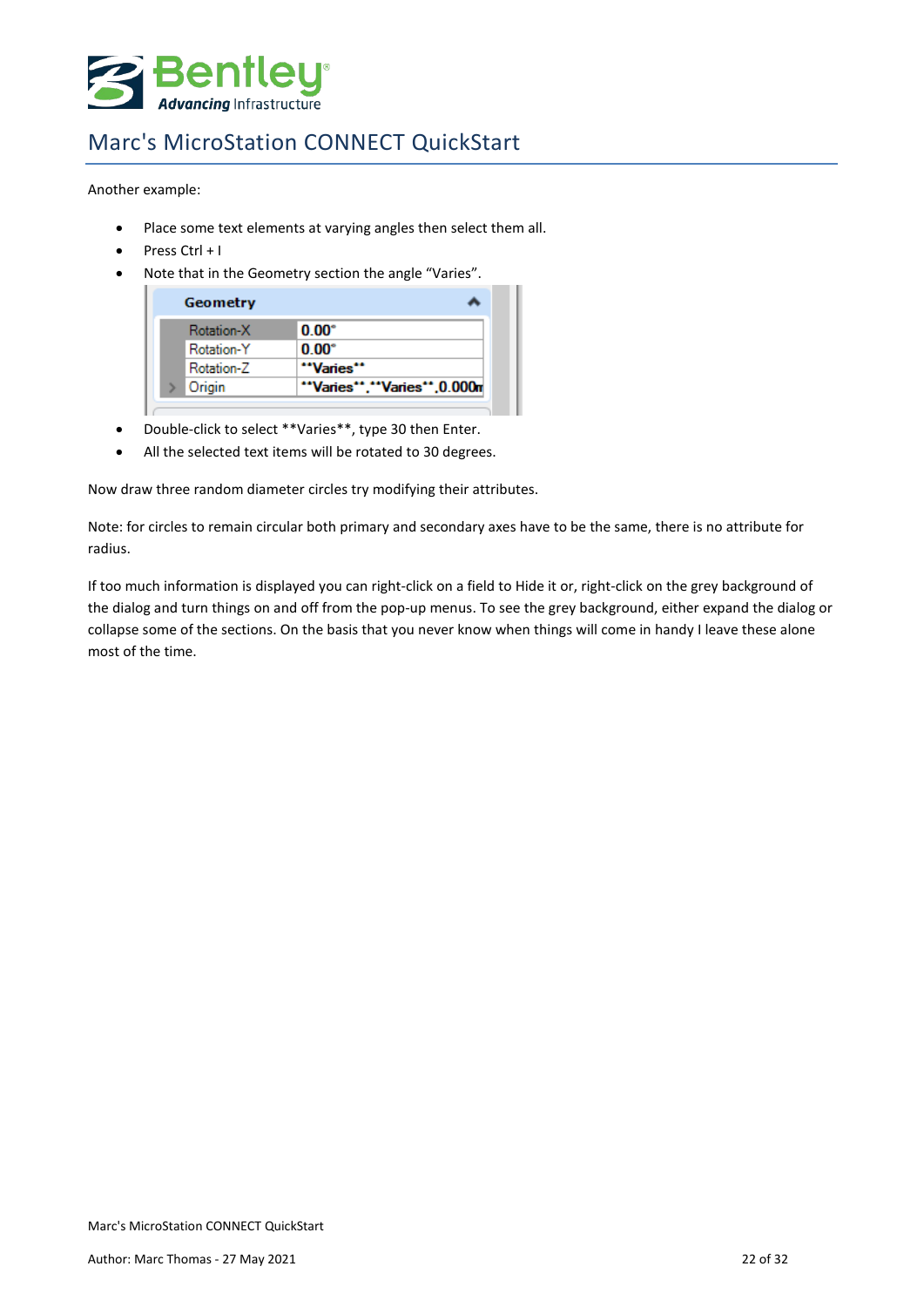Another example:

- Place some text elements at varying angles then select them all.
- Press Ctrl + I
- Note that in the Geometry section the angle “Varies”.

| Geometry | |
|---|---|
| Rotation-X | 0.00° |
| Rotation-Y | 0.00° |
| Rotation-Z | \*\*Varies\*\* |
| Origin | \*\*Varies\*\*,\*\*Varies\*\*,0.000m |

- Double-click to select **Varies**, type 30 then Enter.
- All the selected text items will be rotated to 30 degrees.

Now draw three random diameter circles try modifying their attributes.

Note: for circles to remain circular both primary and secondary axes have to be the same, there is no attribute for radius.

If too much information is displayed you can right-click on a field to Hide it or, right-click on the grey background of the dialog and turn things on and off from the pop-up menus. To see the grey background, either expand the dialog or collapse some of the sections. On the basis that you never know when things will come in handy I leave these alone most of the time.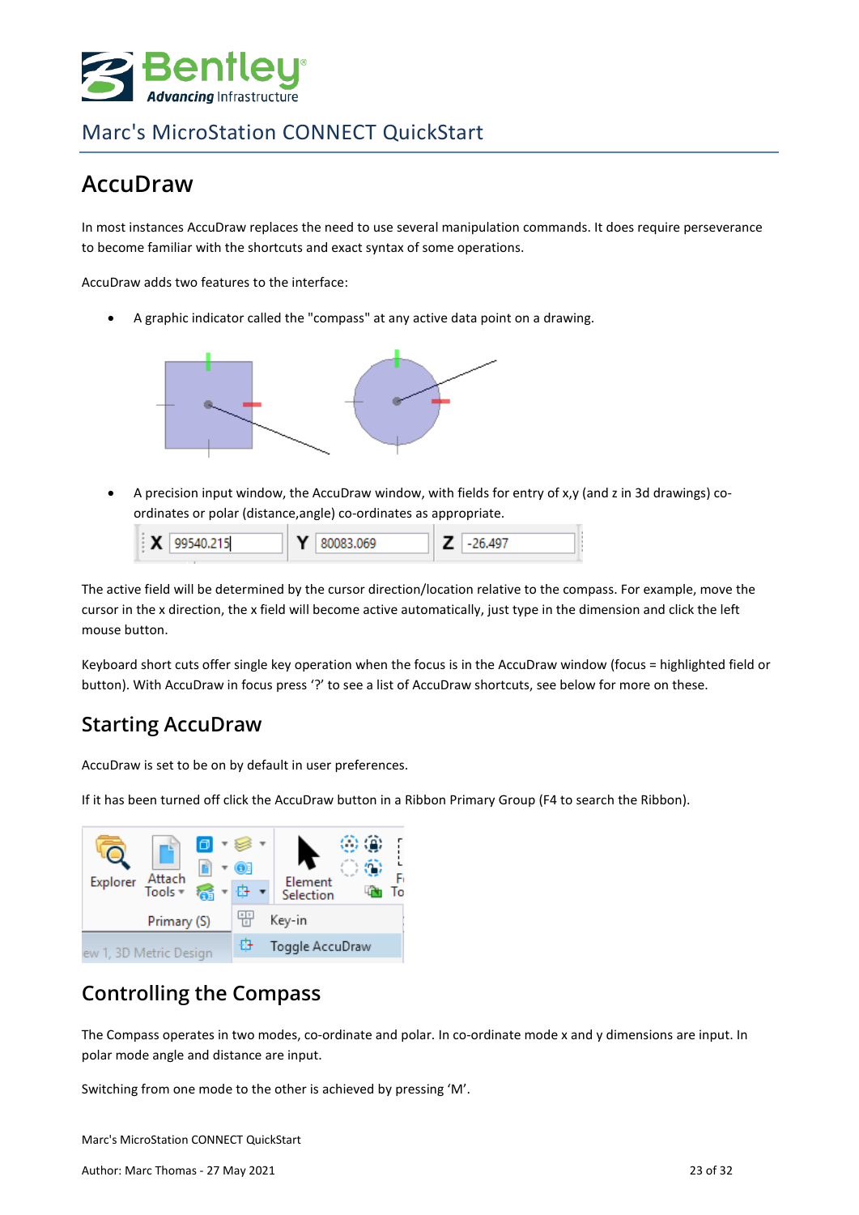## AccuDraw

In most instances AccuDraw replaces the need to use several manipulation commands. It does require perseverance to become familiar with the shortcuts and exact syntax of some operations.

AccuDraw adds two features to the interface:

- A graphic indicator called the "compass" at any active data point on a drawing.

- A precision input window, the AccuDraw window, with fields for entry of x,y (and z in 3d drawings) co-ordinates or polar (distance,angle) co-ordinates as appropriate.

The active field will be determined by the cursor direction/location relative to the compass. For example, move the cursor in the x direction, the x field will become active automatically, just type in the dimension and click the left mouse button.

Keyboard short cuts offer single key operation when the focus is in the AccuDraw window (focus = highlighted field or button). With AccuDraw in focus press '?' to see a list of AccuDraw shortcuts, see below for more on these.

### Starting AccuDraw

AccuDraw is set to be on by default in user preferences.

If it has been turned off click the AccuDraw button in a Ribbon Primary Group (F4 to search the Ribbon).

### Controlling the Compass

The Compass operates in two modes, co-ordinate and polar. In co-ordinate mode x and y dimensions are input. In polar mode angle and distance are input.

Switching from one mode to the other is achieved by pressing 'M'.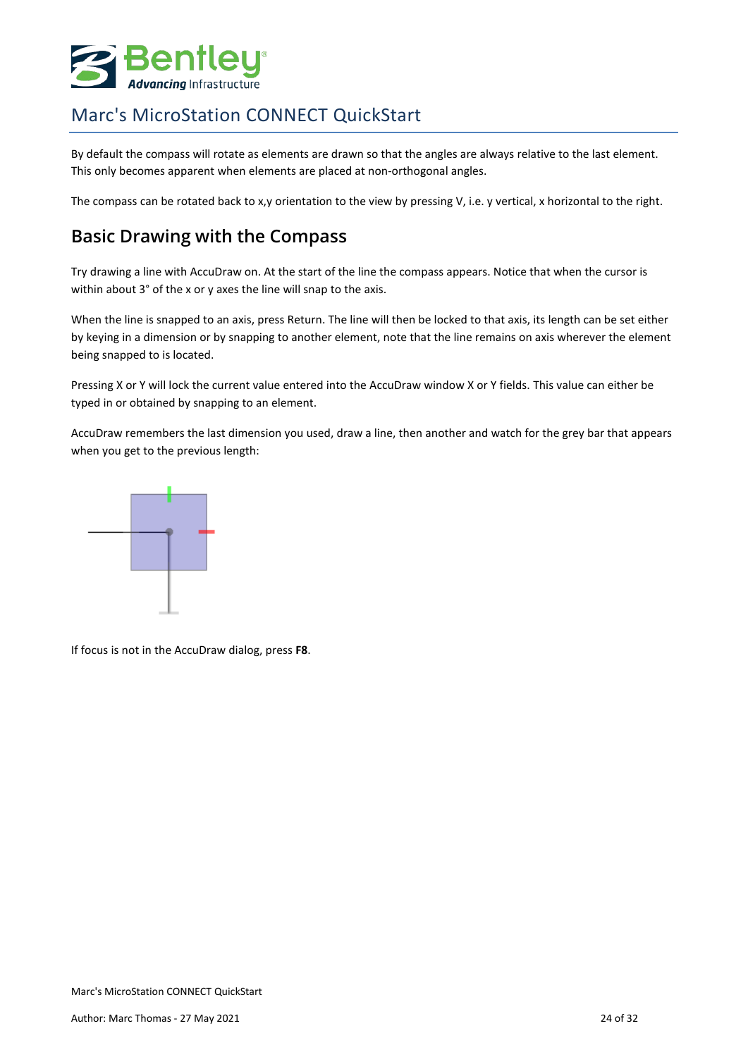By default the compass will rotate as elements are drawn so that the angles are always relative to the last element. This only becomes apparent when elements are placed at non-orthogonal angles.

The compass can be rotated back to x,y orientation to the view by pressing V, i.e. y vertical, x horizontal to the right.

## Basic Drawing with the Compass

Try drawing a line with AccuDraw on. At the start of the line the compass appears. Notice that when the cursor is within about 3° of the x or y axes the line will snap to the axis.

When the line is snapped to an axis, press Return. The line will then be locked to that axis, its length can be set either by keying in a dimension or by snapping to another element, note that the line remains on axis wherever the element being snapped to is located.

Pressing X or Y will lock the current value entered into the AccuDraw window X or Y fields. This value can either be typed in or obtained by snapping to an element.

AccuDraw remembers the last dimension you used, draw a line, then another and watch for the grey bar that appears when you get to the previous length:

If focus is not in the AccuDraw dialog, press **F8**.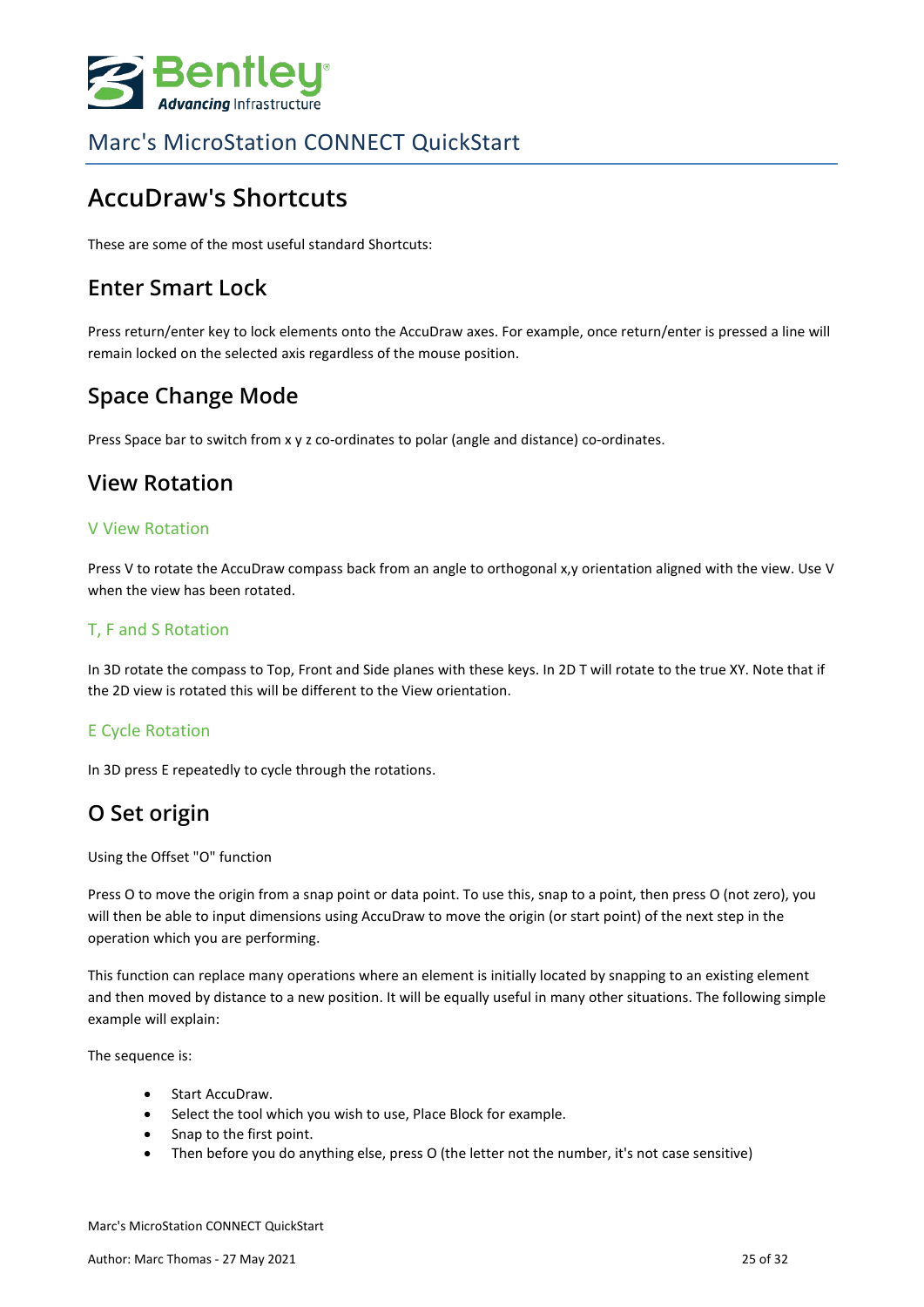# AccuDraw's Shortcuts

These are some of the most useful standard Shortcuts:

## Enter Smart Lock

Press return/enter key to lock elements onto the AccuDraw axes. For example, once return/enter is pressed a line will remain locked on the selected axis regardless of the mouse position.

## Space Change Mode

Press Space bar to switch from x y z co-ordinates to polar (angle and distance) co-ordinates.

## View Rotation

### V View Rotation

Press V to rotate the AccuDraw compass back from an angle to orthogonal x,y orientation aligned with the view. Use V when the view has been rotated.

### T, F and S Rotation

In 3D rotate the compass to Top, Front and Side planes with these keys. In 2D T will rotate to the true XY. Note that if the 2D view is rotated this will be different to the View orientation.

### E Cycle Rotation

In 3D press E repeatedly to cycle through the rotations.

## O Set origin

Using the Offset "O" function

Press O to move the origin from a snap point or data point. To use this, snap to a point, then press O (not zero), you will then be able to input dimensions using AccuDraw to move the origin (or start point) of the next step in the operation which you are performing.

This function can replace many operations where an element is initially located by snapping to an existing element and then moved by distance to a new position. It will be equally useful in many other situations. The following simple example will explain:

The sequence is:

- Start AccuDraw.
- Select the tool which you wish to use, Place Block for example.
- Snap to the first point.
- Then before you do anything else, press O (the letter not the number, it's not case sensitive)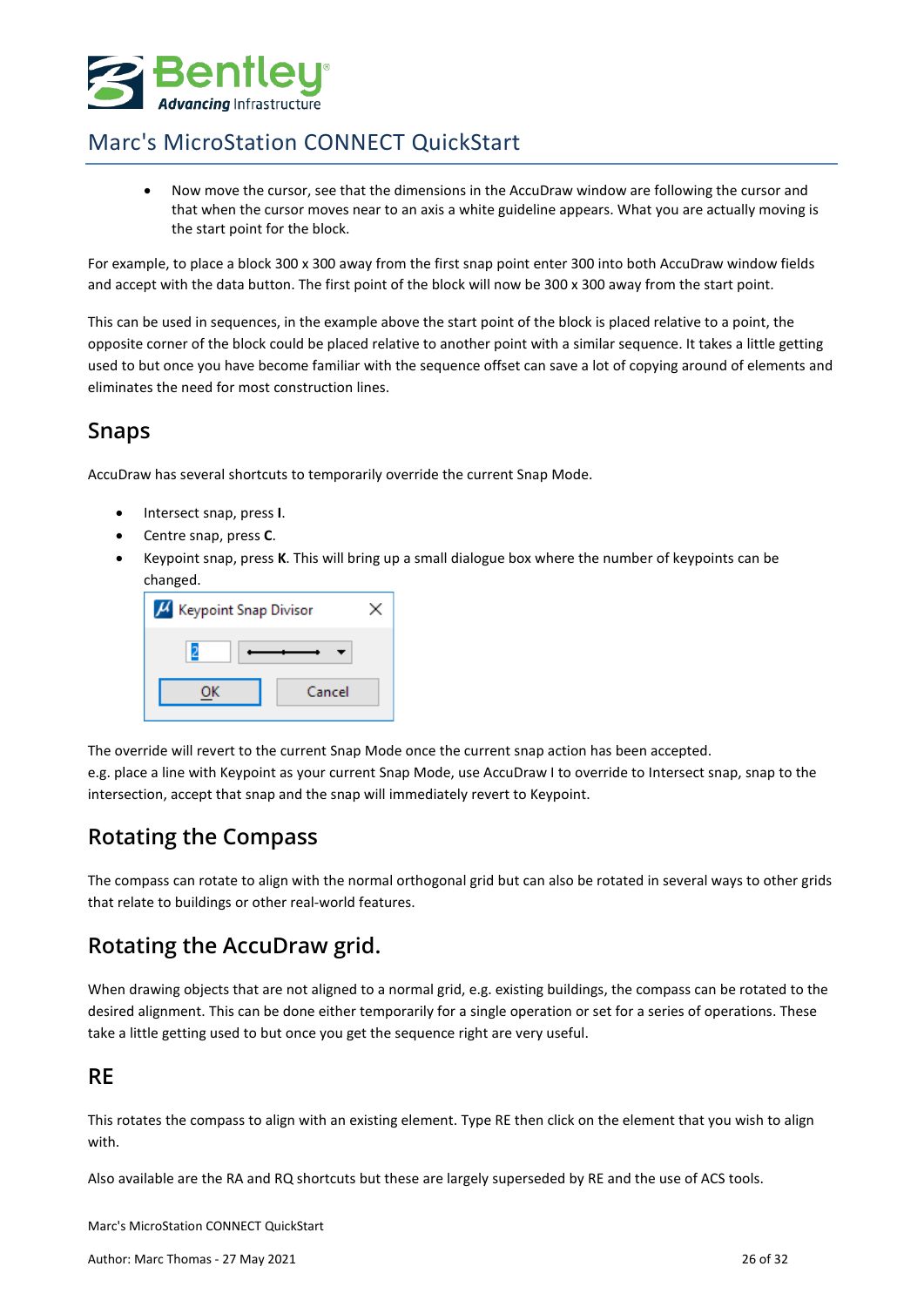- Now move the cursor, see that the dimensions in the AccuDraw window are following the cursor and that when the cursor moves near to an axis a white guideline appears. What you are actually moving is the start point for the block.

For example, to place a block 300 x 300 away from the first snap point enter 300 into both AccuDraw window fields and accept with the data button. The first point of the block will now be 300 x 300 away from the start point.

This can be used in sequences, in the example above the start point of the block is placed relative to a point, the opposite corner of the block could be placed relative to another point with a similar sequence. It takes a little getting used to but once you have become familiar with the sequence offset can save a lot of copying around of elements and eliminates the need for most construction lines.

## Snaps

AccuDraw has several shortcuts to temporarily override the current Snap Mode.

- Intersect snap, press **I**.
- Centre snap, press **C**.
- Keypoint snap, press **K**. This will bring up a small dialogue box where the number of keypoints can be changed.

The override will revert to the current Snap Mode once the current snap action has been accepted.
e.g. place a line with Keypoint as your current Snap Mode, use AccuDraw I to override to Intersect snap, snap to the intersection, accept that snap and the snap will immediately revert to Keypoint.

## Rotating the Compass

The compass can rotate to align with the normal orthogonal grid but can also be rotated in several ways to other grids that relate to buildings or other real-world features.

## Rotating the AccuDraw grid.

When drawing objects that are not aligned to a normal grid, e.g. existing buildings, the compass can be rotated to the desired alignment. This can be done either temporarily for a single operation or set for a series of operations. These take a little getting used to but once you get the sequence right are very useful.

## RE

This rotates the compass to align with an existing element. Type RE then click on the element that you wish to align with.

Also available are the RA and RQ shortcuts but these are largely superseded by RE and the use of ACS tools.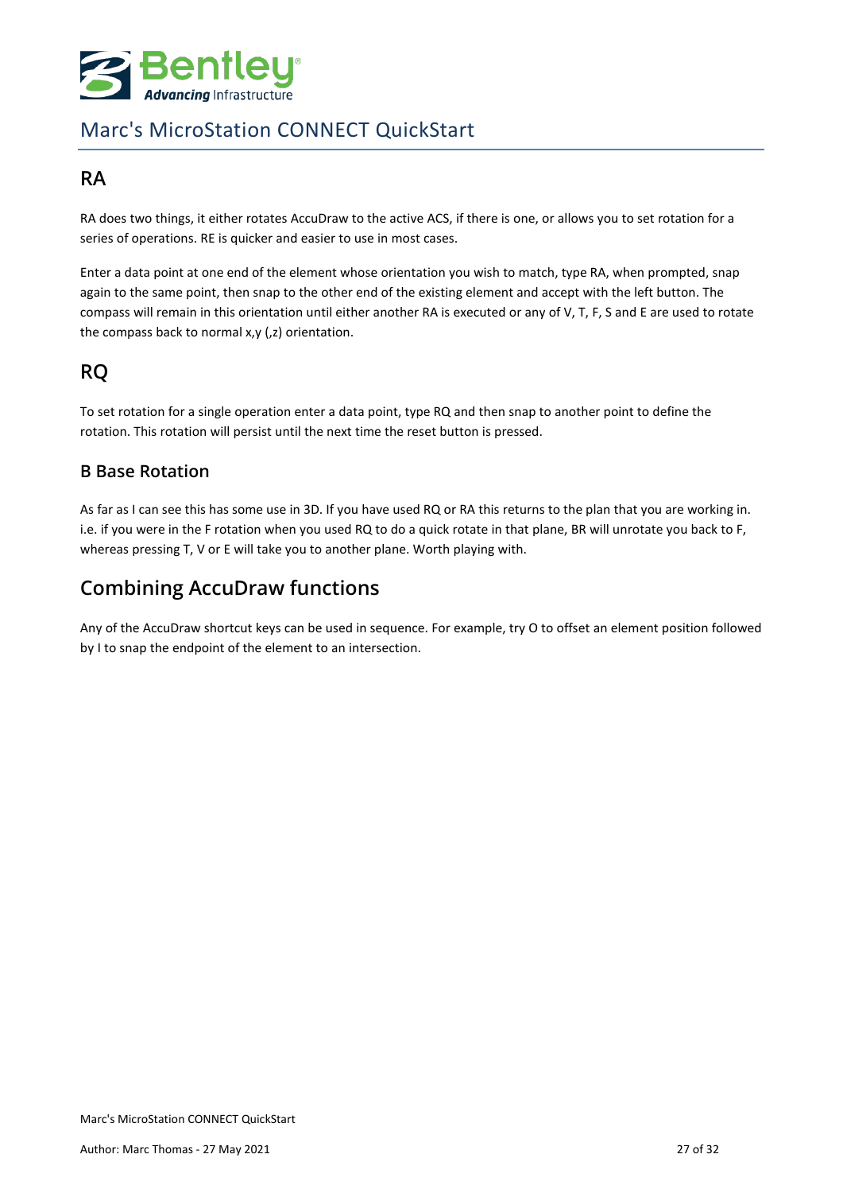## RA

RA does two things, it either rotates AccuDraw to the active ACS, if there is one, or allows you to set rotation for a series of operations. RE is quicker and easier to use in most cases.

Enter a data point at one end of the element whose orientation you wish to match, type RA, when prompted, snap again to the same point, then snap to the other end of the existing element and accept with the left button. The compass will remain in this orientation until either another RA is executed or any of V, T, F, S and E are used to rotate the compass back to normal x,y (,z) orientation.

## RQ

To set rotation for a single operation enter a data point, type RQ and then snap to another point to define the rotation. This rotation will persist until the next time the reset button is pressed.

### B Base Rotation

As far as I can see this has some use in 3D. If you have used RQ or RA this returns to the plan that you are working in. i.e. if you were in the F rotation when you used RQ to do a quick rotate in that plane, BR will unrotate you back to F, whereas pressing T, V or E will take you to another plane. Worth playing with.

## Combining AccuDraw functions

Any of the AccuDraw shortcut keys can be used in sequence. For example, try O to offset an element position followed by I to snap the endpoint of the element to an intersection.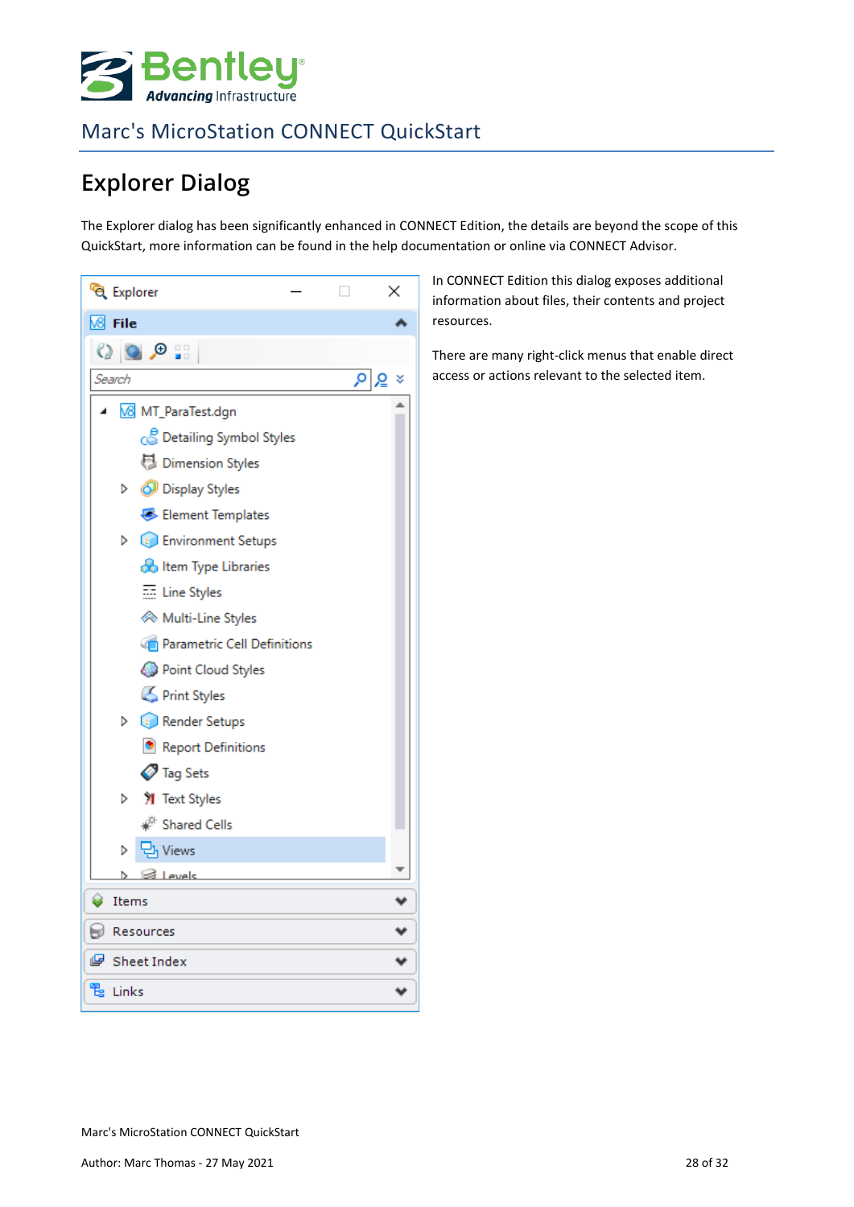## Explorer Dialog

The Explorer dialog has been significantly enhanced in CONNECT Edition, the details are beyond the scope of this QuickStart, more information can be found in the help documentation or online via CONNECT Advisor.

In CONNECT Edition this dialog exposes additional information about files, their contents and project resources.

There are many right-click menus that enable direct access or actions relevant to the selected item.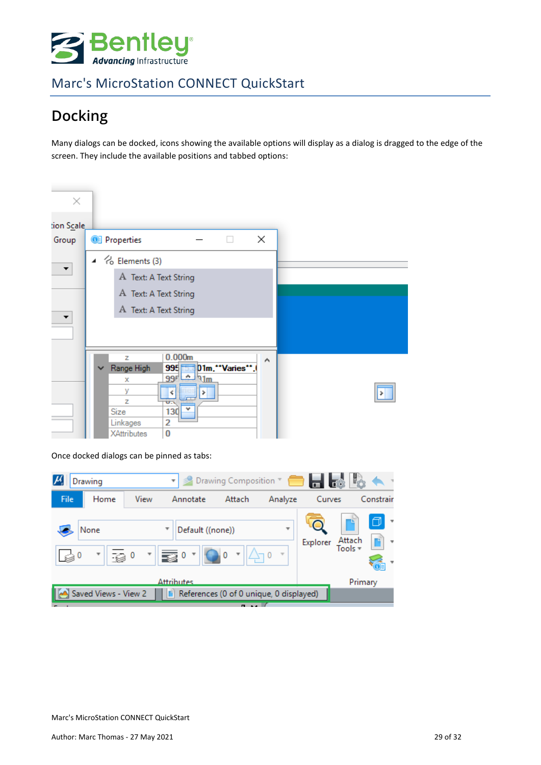# Docking

Many dialogs can be docked, icons showing the available options will display as a dialog is dragged to the edge of the screen. They include the available positions and tabbed options:

Once docked dialogs can be pinned as tabs: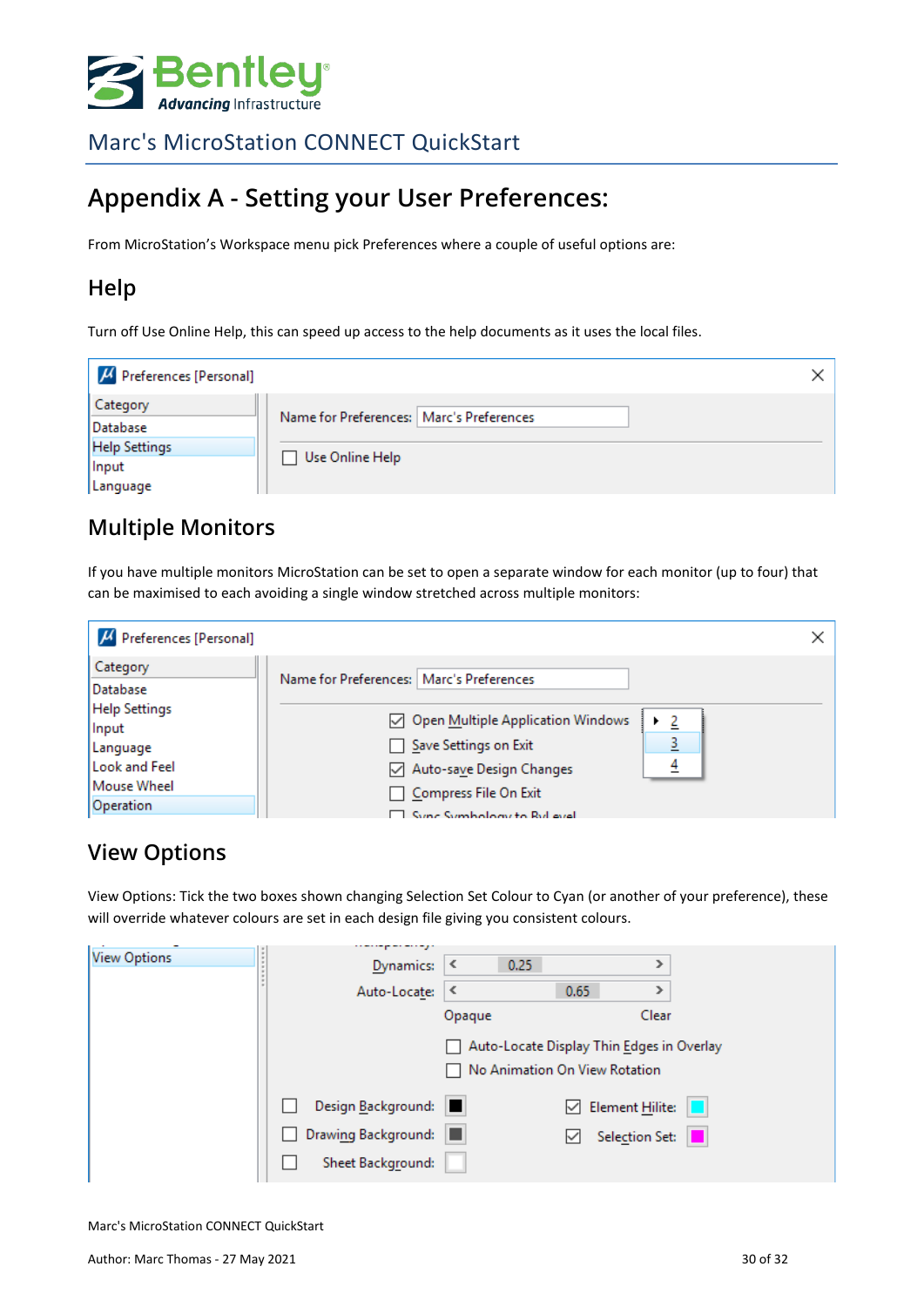# Appendix A - Setting your User Preferences:

From MicroStation's Workspace menu pick Preferences where a couple of useful options are:

## Help

Turn off Use Online Help, this can speed up access to the help documents as it uses the local files.

## Multiple Monitors

If you have multiple monitors MicroStation can be set to open a separate window for each monitor (up to four) that can be maximised to each avoiding a single window stretched across multiple monitors:

## View Options

View Options: Tick the two boxes shown changing Selection Set Colour to Cyan (or another of your preference), these will override whatever colours are set in each design file giving you consistent colours.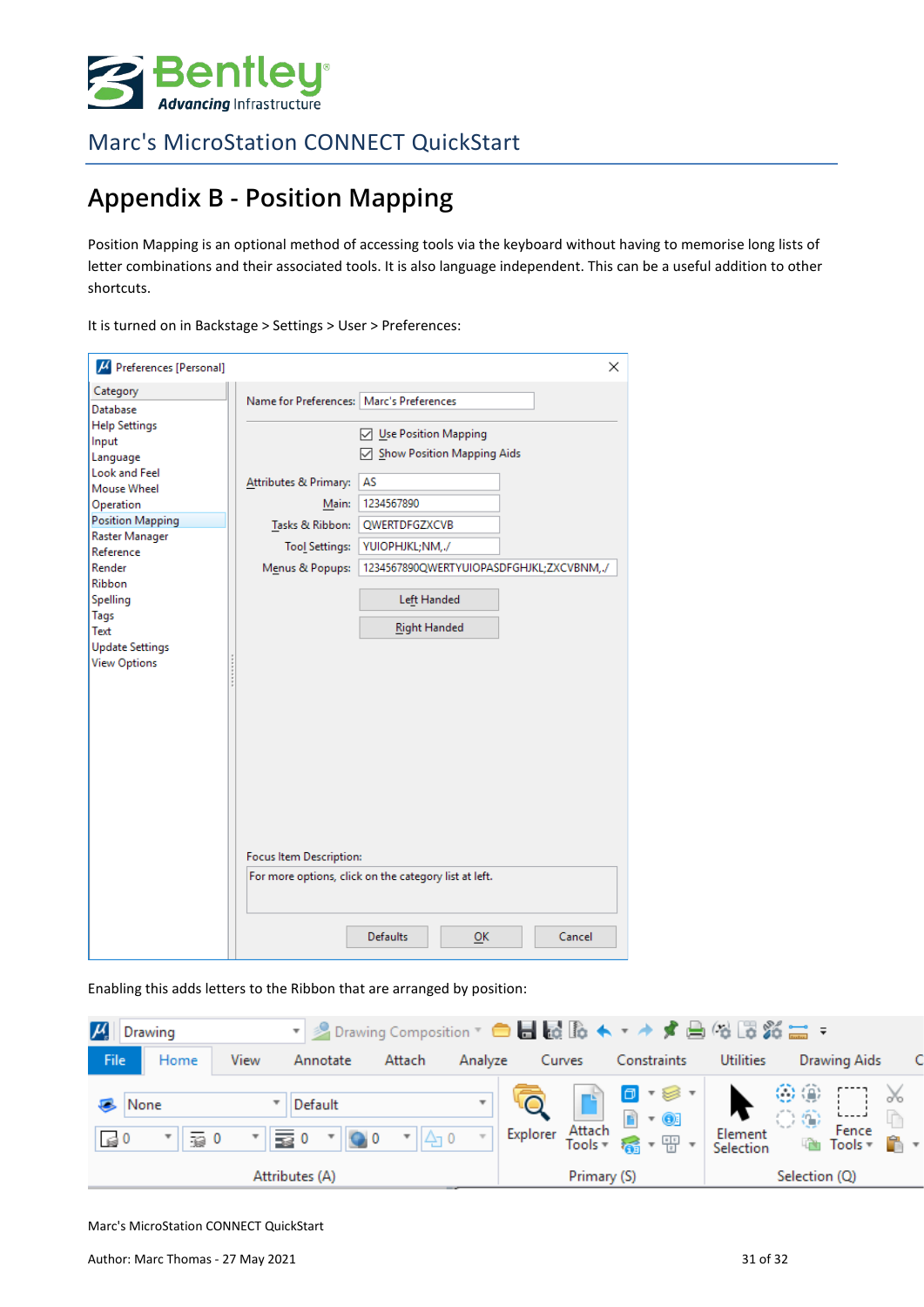# Appendix B - Position Mapping

Position Mapping is an optional method of accessing tools via the keyboard without having to memorise long lists of letter combinations and their associated tools. It is also language independent. This can be a useful addition to other shortcuts.

It is turned on in Backstage > Settings > User > Preferences:

Enabling this adds letters to the Ribbon that are arranged by position: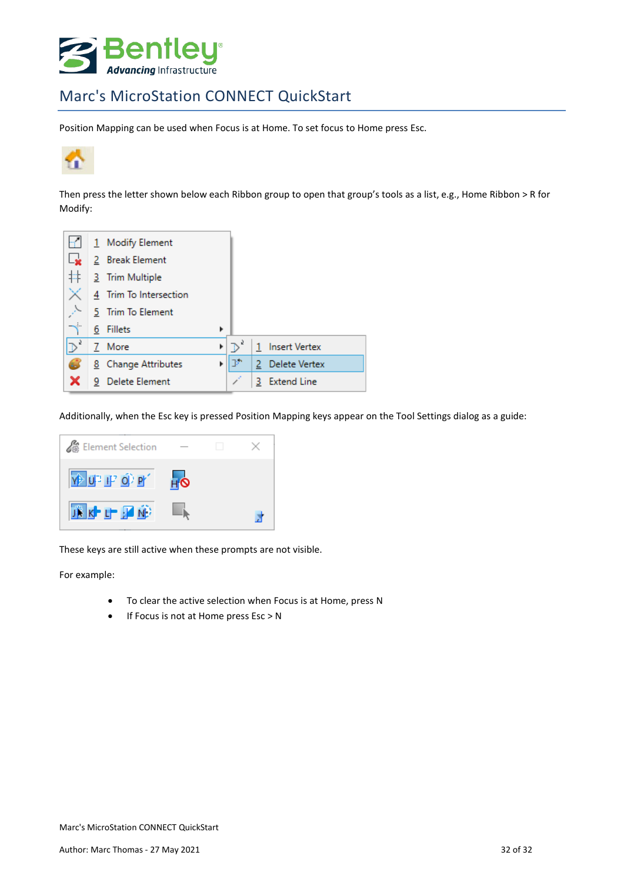Position Mapping can be used when Focus is at Home. To set focus to Home press Esc.

Then press the letter shown below each Ribbon group to open that group's tools as a list, e.g., Home Ribbon > R for Modify:

Additionally, when the Esc key is pressed Position Mapping keys appear on the Tool Settings dialog as a guide:

These keys are still active when these prompts are not visible.

For example:

- To clear the active selection when Focus is at Home, press N
- If Focus is not at Home press Esc > N